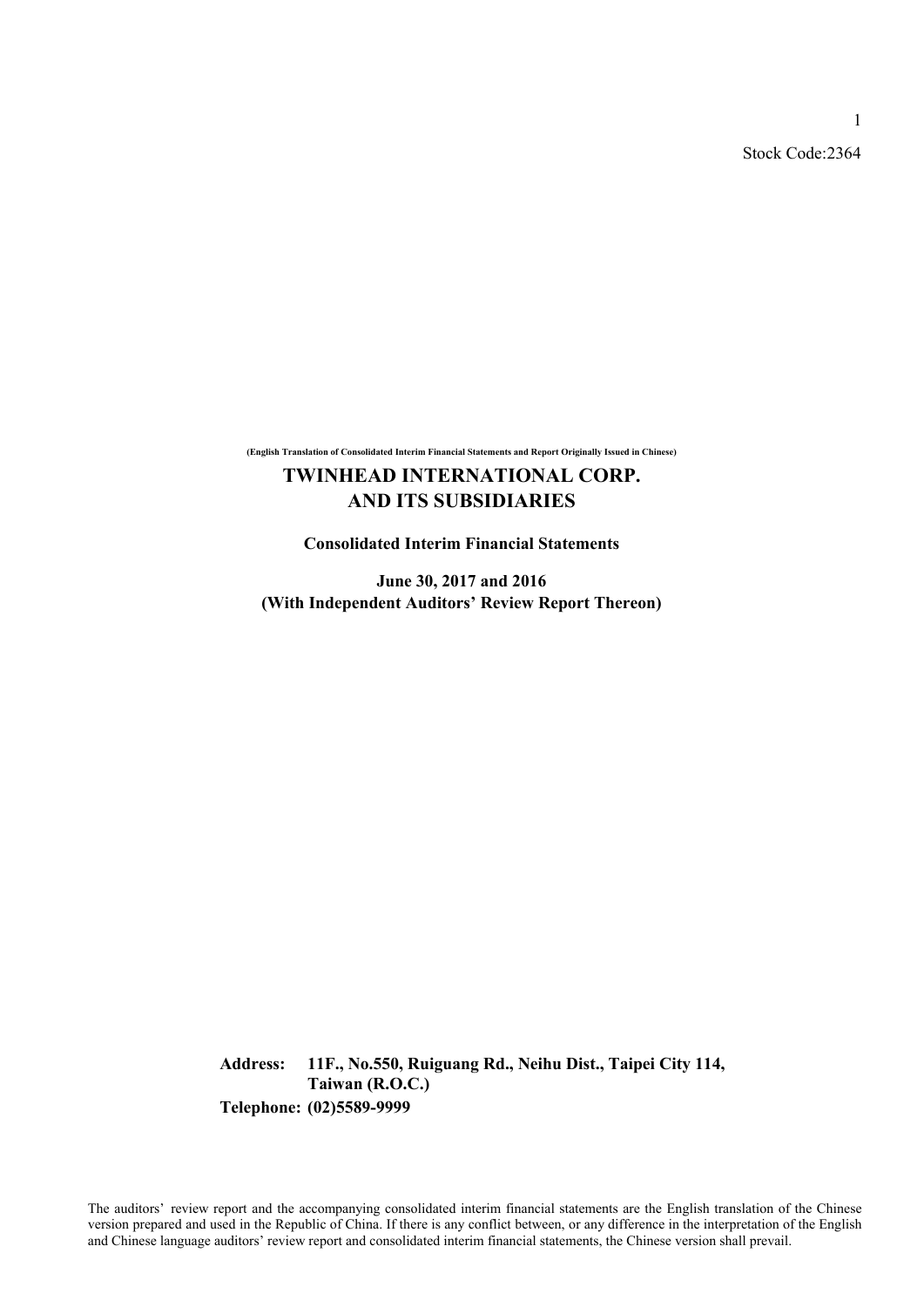Stock Code:2364

**(English Translation of Consolidated Interim Financial Statements and Report Originally Issued in Chinese)**

# TWINHEAD INTERNATIONAL CORP. AND ITS SUBSIDIARIES

**Consolidated Interim Financial Statements**

**June 30, 2017 and 2016**
**(With Independent Auditors' Review Report Thereon)**

**Address: 11F., No.550, Ruiguang Rd., Neihu Dist., Taipei City 114, Taiwan (R.O.C.)**
**Telephone: (02)5589-9999**

The auditors' review report and the accompanying consolidated interim financial statements are the English translation of the Chinese version prepared and used in the Republic of China. If there is any conflict between, or any difference in the interpretation of the English and Chinese language auditors' review report and consolidated interim financial statements, the Chinese version shall prevail.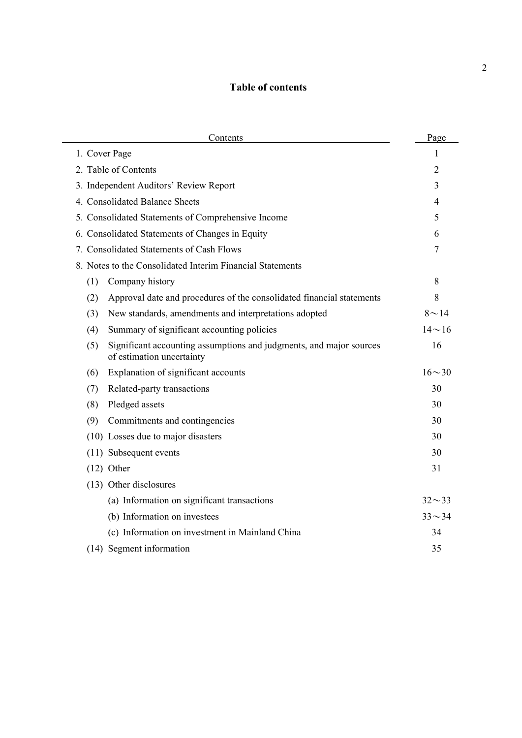# Table of contents

| Contents | Page |
|---|---|
| 1. Cover Page | 1 |
| 2. Table of Contents | 2 |
| 3. Independent Auditors' Review Report | 3 |
| 4. Consolidated Balance Sheets | 4 |
| 5. Consolidated Statements of Comprehensive Income | 5 |
| 6. Consolidated Statements of Changes in Equity | 6 |
| 7. Consolidated Statements of Cash Flows | 7 |
| 8. Notes to the Consolidated Interim Financial Statements | |
| (1) Company history | 8 |
| (2) Approval date and procedures of the consolidated financial statements | 8 |
| (3) New standards, amendments and interpretations adopted | 8～14 |
| (4) Summary of significant accounting policies | 14～16 |
| (5) Significant accounting assumptions and judgments, and major sources of estimation uncertainty | 16 |
| (6) Explanation of significant accounts | 16～30 |
| (7) Related-party transactions | 30 |
| (8) Pledged assets | 30 |
| (9) Commitments and contingencies | 30 |
| (10) Losses due to major disasters | 30 |
| (11) Subsequent events | 30 |
| (12) Other | 31 |
| (13) Other disclosures | |
| (a) Information on significant transactions | 32～33 |
| (b) Information on investees | 33～34 |
| (c) Information on investment in Mainland China | 34 |
| (14) Segment information | 35 |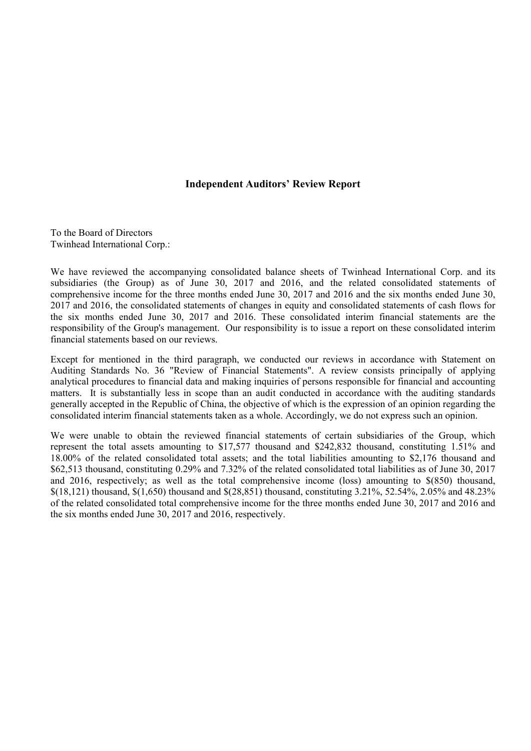## Independent Auditors' Review Report

To the Board of Directors
Twinhead International Corp.:

We have reviewed the accompanying consolidated balance sheets of Twinhead International Corp. and its subsidiaries (the Group) as of June 30, 2017 and 2016, and the related consolidated statements of comprehensive income for the three months ended June 30, 2017 and 2016 and the six months ended June 30, 2017 and 2016, the consolidated statements of changes in equity and consolidated statements of cash flows for the six months ended June 30, 2017 and 2016. These consolidated interim financial statements are the responsibility of the Group's management. Our responsibility is to issue a report on these consolidated interim financial statements based on our reviews.

Except for mentioned in the third paragraph, we conducted our reviews in accordance with Statement on Auditing Standards No. 36 "Review of Financial Statements". A review consists principally of applying analytical procedures to financial data and making inquiries of persons responsible for financial and accounting matters. It is substantially less in scope than an audit conducted in accordance with the auditing standards generally accepted in the Republic of China, the objective of which is the expression of an opinion regarding the consolidated interim financial statements taken as a whole. Accordingly, we do not express such an opinion.

We were unable to obtain the reviewed financial statements of certain subsidiaries of the Group, which represent the total assets amounting to $17,577 thousand and $242,832 thousand, constituting 1.51% and 18.00% of the related consolidated total assets; and the total liabilities amounting to $2,176 thousand and $62,513 thousand, constituting 0.29% and 7.32% of the related consolidated total liabilities as of June 30, 2017 and 2016, respectively; as well as the total comprehensive income (loss) amounting to $(850) thousand, $(18,121) thousand, $(1,650) thousand and $(28,851) thousand, constituting 3.21%, 52.54%, 2.05% and 48.23% of the related consolidated total comprehensive income for the three months ended June 30, 2017 and 2016 and the six months ended June 30, 2017 and 2016, respectively.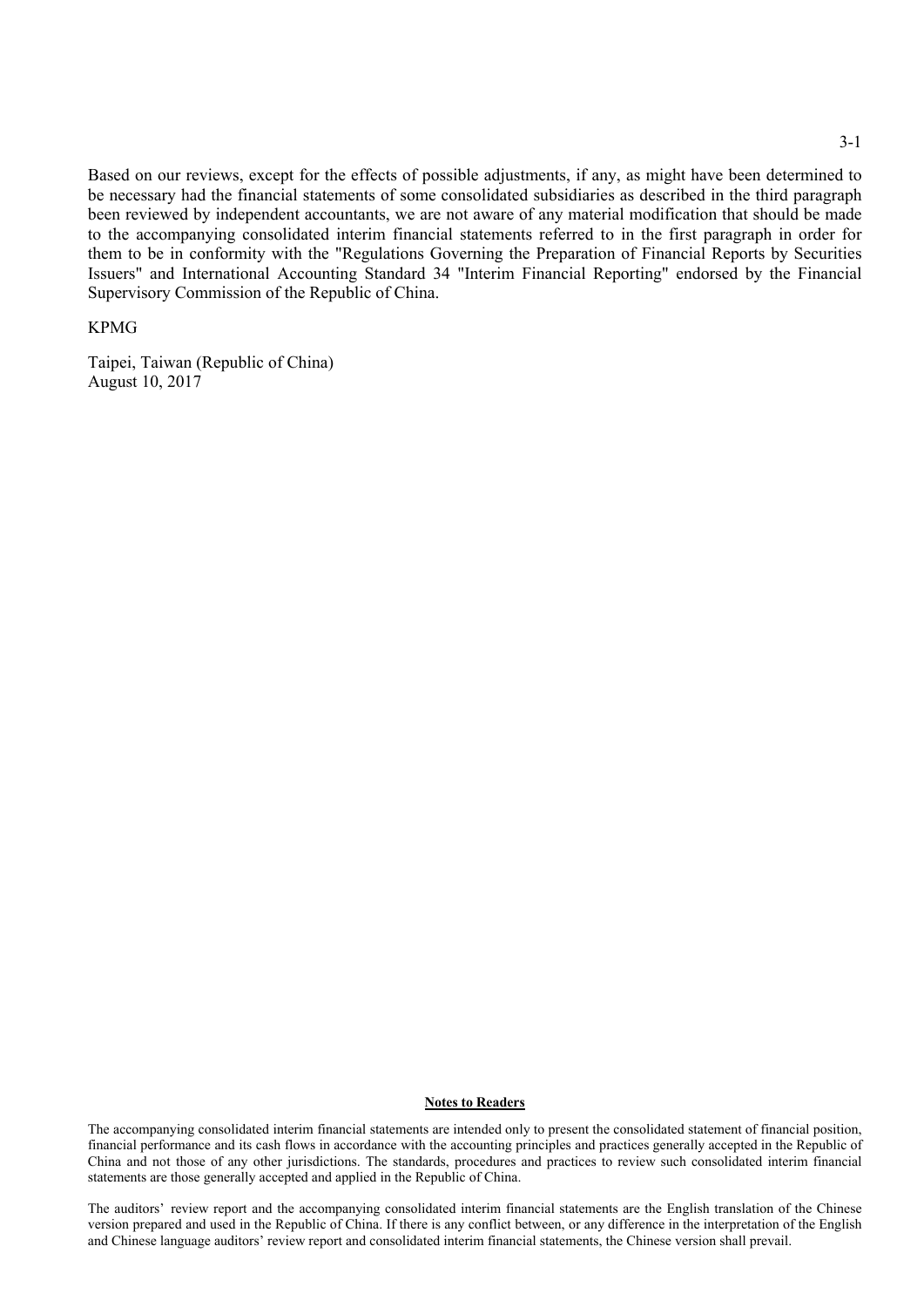Based on our reviews, except for the effects of possible adjustments, if any, as might have been determined to be necessary had the financial statements of some consolidated subsidiaries as described in the third paragraph been reviewed by independent accountants, we are not aware of any material modification that should be made to the accompanying consolidated interim financial statements referred to in the first paragraph in order for them to be in conformity with the "Regulations Governing the Preparation of Financial Reports by Securities Issuers" and International Accounting Standard 34 "Interim Financial Reporting" endorsed by the Financial Supervisory Commission of the Republic of China.

KPMG

Taipei, Taiwan (Republic of China)
August 10, 2017

**Notes to Readers**

The accompanying consolidated interim financial statements are intended only to present the consolidated statement of financial position, financial performance and its cash flows in accordance with the accounting principles and practices generally accepted in the Republic of China and not those of any other jurisdictions. The standards, procedures and practices to review such consolidated interim financial statements are those generally accepted and applied in the Republic of China.

The auditors' review report and the accompanying consolidated interim financial statements are the English translation of the Chinese version prepared and used in the Republic of China. If there is any conflict between, or any difference in the interpretation of the English and Chinese language auditors' review report and consolidated interim financial statements, the Chinese version shall prevail.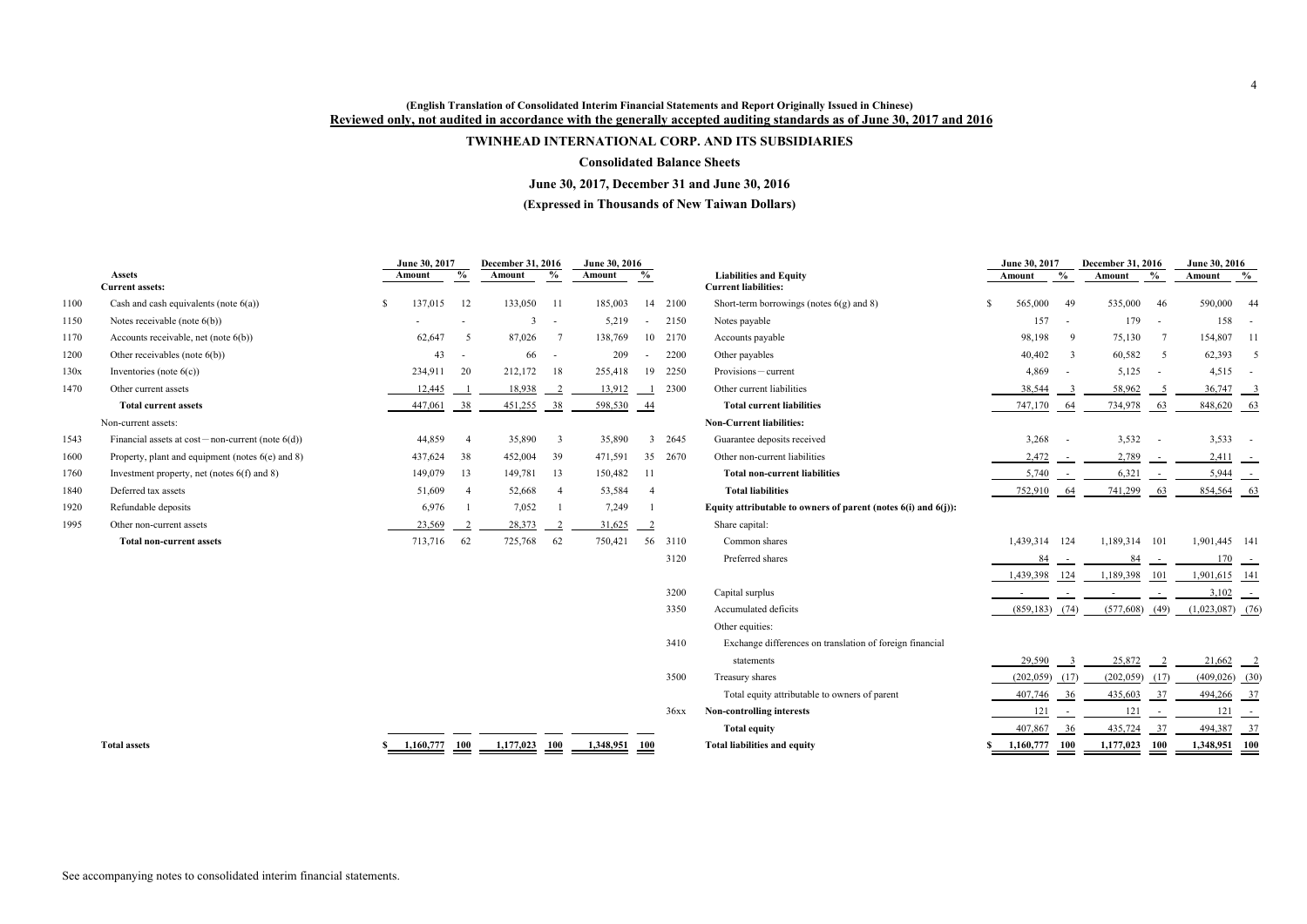**(English Translation of Consolidated Interim Financial Statements and Report Originally Issued in Chinese)**
**Reviewed only, not audited in accordance with the generally accepted auditing standards as of June 30, 2017 and 2016**

# TWINHEAD INTERNATIONAL CORP. AND ITS SUBSIDIARIES

## Consolidated Balance Sheets

### June 30, 2017, December 31 and June 30, 2016

### (Expressed in Thousands of New Taiwan Dollars)

| | Assets | June 30, 2017 Amount | % | December 31, 2016 Amount | % | June 30, 2016 Amount | % |
|---|---|---|---|---|---|---|---|
| | **Current assets:** | | | | | | |
| 1100 | Cash and cash equivalents (note 6(a)) | $ 137,015 | 12 | 133,050 | 11 | 185,003 | 14 |
| 1150 | Notes receivable (note 6(b)) | - | - | 3 | - | 5,219 | - |
| 1170 | Accounts receivable, net (note 6(b)) | 62,647 | 5 | 87,026 | 7 | 138,769 | 10 |
| 1200 | Other receivables (note 6(b)) | 43 | - | 66 | - | 209 | - |
| 130x | Inventories (note 6(c)) | 234,911 | 20 | 212,172 | 18 | 255,418 | 19 |
| 1470 | Other current assets | 12,445 | 1 | 18,938 | 2 | 13,912 | 1 |
| | **Total current assets** | 447,061 | 38 | 451,255 | 38 | 598,530 | 44 |
| | Non-current assets: | | | | | | |
| 1543 | Financial assets at cost－non-current (note 6(d)) | 44,859 | 4 | 35,890 | 3 | 35,890 | 3 |
| 1600 | Property, plant and equipment (notes 6(e) and 8) | 437,624 | 38 | 452,004 | 39 | 471,591 | 35 |
| 1760 | Investment property, net (notes 6(f) and 8) | 149,079 | 13 | 149,781 | 13 | 150,482 | 11 |
| 1840 | Deferred tax assets | 51,609 | 4 | 52,668 | 4 | 53,584 | 4 |
| 1920 | Refundable deposits | 6,976 | 1 | 7,052 | 1 | 7,249 | 1 |
| 1995 | Other non-current assets | 23,569 | 2 | 28,373 | 2 | 31,625 | 2 |
| | **Total non-current assets** | 713,716 | 62 | 725,768 | 62 | 750,421 | 56 |
| | **Total assets** | $ 1,160,777 | 100 | 1,177,023 | 100 | 1,348,951 | 100 |

| | Liabilities and Equity | June 30, 2017 Amount | % | December 31, 2016 Amount | % | June 30, 2016 Amount | % |
|---|---|---|---|---|---|---|---|
| | **Current liabilities:** | | | | | | |
| 2100 | Short-term borrowings (notes 6(g) and 8) | $ 565,000 | 49 | 535,000 | 46 | 590,000 | 44 |
| 2150 | Notes payable | 157 | - | 179 | - | 158 | - |
| 2170 | Accounts payable | 98,198 | 9 | 75,130 | 7 | 154,807 | 11 |
| 2200 | Other payables | 40,402 | 3 | 60,582 | 5 | 62,393 | 5 |
| 2250 | Provisions－current | 4,869 | - | 5,125 | - | 4,515 | - |
| 2300 | Other current liabilities | 38,544 | 3 | 58,962 | 5 | 36,747 | 3 |
| | **Total current liabilities** | 747,170 | 64 | 734,978 | 63 | 848,620 | 63 |
| | **Non-Current liabilities:** | | | | | | |
| 2645 | Guarantee deposits received | 3,268 | - | 3,532 | - | 3,533 | - |
| 2670 | Other non-current liabilities | 2,472 | - | 2,789 | - | 2,411 | - |
| | **Total non-current liabilities** | 5,740 | - | 6,321 | - | 5,944 | - |
| | **Total liabilities** | 752,910 | 64 | 741,299 | 63 | 854,564 | 63 |
| | **Equity attributable to owners of parent (notes 6(i) and 6(j)):** | | | | | | |
| | Share capital: | | | | | | |
| 3110 | Common shares | 1,439,314 | 124 | 1,189,314 | 101 | 1,901,445 | 141 |
| 3120 | Preferred shares | 84 | - | 84 | - | 170 | - |
| | | 1,439,398 | 124 | 1,189,398 | 101 | 1,901,615 | 141 |
| 3200 | Capital surplus | - | - | - | - | 3,102 | - |
| 3350 | Accumulated deficits | (859,183) | (74) | (577,608) | (49) | (1,023,087) | (76) |
| | Other equities: | | | | | | |
| 3410 | Exchange differences on translation of foreign financial statements | 29,590 | 3 | 25,872 | 2 | 21,662 | 2 |
| 3500 | Treasury shares | (202,059) | (17) | (202,059) | (17) | (409,026) | (30) |
| | Total equity attributable to owners of parent | 407,746 | 36 | 435,603 | 37 | 494,266 | 37 |
| 36xx | **Non-controlling interests** | 121 | - | 121 | - | 121 | - |
| | **Total equity** | 407,867 | 36 | 435,724 | 37 | 494,387 | 37 |
| | **Total liabilities and equity** | $ 1,160,777 | 100 | 1,177,023 | 100 | 1,348,951 | 100 |

See accompanying notes to consolidated interim financial statements.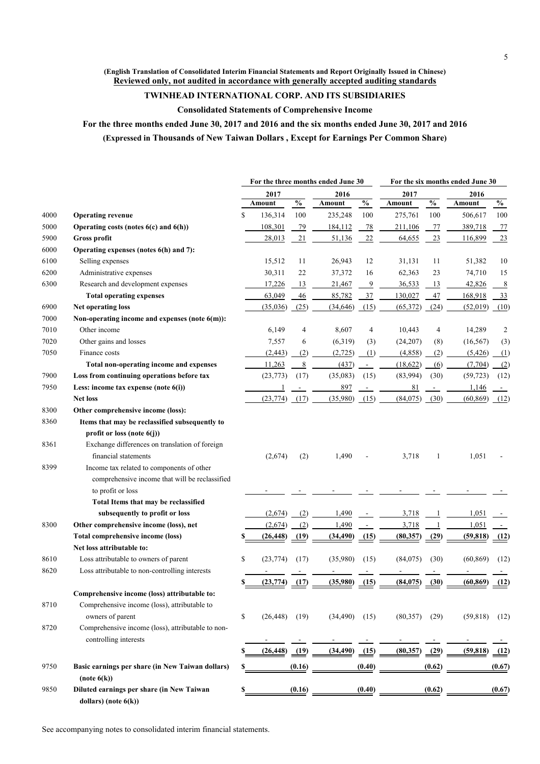**(English Translation of Consolidated Interim Financial Statements and Report Originally Issued in Chinese)**

**Reviewed only, not audited in accordance with generally accepted auditing standards**

# TWINHEAD INTERNATIONAL CORP. AND ITS SUBSIDIARIES

## Consolidated Statements of Comprehensive Income

## For the three months ended June 30, 2017 and 2016 and the six months ended June 30, 2017 and 2016

**(Expressed in Thousands of New Taiwan Dollars , Except for Earnings Per Common Share)**

| | | For the three months ended June 30 | | | | For the six months ended June 30 | | | |
|---|---|---|---|---|---|---|---|---|---|
| | | 2017 | | 2016 | | 2017 | | 2016 | |
| | | Amount | % | Amount | % | Amount | % | Amount | % |
| 4000 | **Operating revenue** | $ 136,314 | 100 | 235,248 | 100 | 275,761 | 100 | 506,617 | 100 |
| 5000 | **Operating costs (notes 6(c) and 6(h))** | 108,301 | 79 | 184,112 | 78 | 211,106 | 77 | 389,718 | 77 |
| 5900 | **Gross profit** | 28,013 | 21 | 51,136 | 22 | 64,655 | 23 | 116,899 | 23 |
| 6000 | **Operating expenses (notes 6(h) and 7):** | | | | | | | | |
| 6100 | Selling expenses | 15,512 | 11 | 26,943 | 12 | 31,131 | 11 | 51,382 | 10 |
| 6200 | Administrative expenses | 30,311 | 22 | 37,372 | 16 | 62,363 | 23 | 74,710 | 15 |
| 6300 | Research and development expenses | 17,226 | 13 | 21,467 | 9 | 36,533 | 13 | 42,826 | 8 |
| | **Total operating expenses** | 63,049 | 46 | 85,782 | 37 | 130,027 | 47 | 168,918 | 33 |
| 6900 | **Net operating loss** | (35,036) | (25) | (34,646) | (15) | (65,372) | (24) | (52,019) | (10) |
| 7000 | **Non-operating income and expenses (note 6(m)):** | | | | | | | | |
| 7010 | Other income | 6,149 | 4 | 8,607 | 4 | 10,443 | 4 | 14,289 | 2 |
| 7020 | Other gains and losses | 7,557 | 6 | (6,319) | (3) | (24,207) | (8) | (16,567) | (3) |
| 7050 | Finance costs | (2,443) | (2) | (2,725) | (1) | (4,858) | (2) | (5,426) | (1) |
| | **Total non-operating income and expenses** | 11,263 | 8 | (437) | - | (18,622) | (6) | (7,704) | (2) |
| 7900 | **Loss from continuing operations before tax** | (23,773) | (17) | (35,083) | (15) | (83,994) | (30) | (59,723) | (12) |
| 7950 | **Less: income tax expense (note 6(i))** | 1 | - | 897 | - | 81 | - | 1,146 | - |
| | **Net loss** | (23,774) | (17) | (35,980) | (15) | (84,075) | (30) | (60,869) | (12) |
| 8300 | **Other comprehensive income (loss):** | | | | | | | | |
| 8360 | **Items that may be reclassified subsequently to profit or loss (note 6(j))** | | | | | | | | |
| 8361 | Exchange differences on translation of foreign financial statements | (2,674) | (2) | 1,490 | - | 3,718 | 1 | 1,051 | - |
| 8399 | Income tax related to components of other comprehensive income that will be reclassified to profit or loss | - | - | - | - | - | - | - | - |
| | **Total Items that may be reclassified subsequently to profit or loss** | (2,674) | (2) | 1,490 | - | 3,718 | 1 | 1,051 | - |
| 8300 | **Other comprehensive income (loss), net** | (2,674) | (2) | 1,490 | - | 3,718 | 1 | 1,051 | - |
| | **Total comprehensive income (loss)** | **$ (26,448)** | **(19)** | **(34,490)** | **(15)** | **(80,357)** | **(29)** | **(59,818)** | **(12)** |
| | **Net loss attributable to:** | | | | | | | | |
| 8610 | Loss attributable to owners of parent | $ (23,774) | (17) | (35,980) | (15) | (84,075) | (30) | (60,869) | (12) |
| 8620 | Loss attributable to non-controlling interests | - | - | - | - | - | - | - | - |
| | | **$ (23,774)** | **(17)** | **(35,980)** | **(15)** | **(84,075)** | **(30)** | **(60,869)** | **(12)** |
| | **Comprehensive income (loss) attributable to:** | | | | | | | | |
| 8710 | Comprehensive income (loss), attributable to owners of parent | $ (26,448) | (19) | (34,490) | (15) | (80,357) | (29) | (59,818) | (12) |
| 8720 | Comprehensive income (loss), attributable to non-controlling interests | - | - | - | - | - | - | - | - |
| | | **$ (26,448)** | **(19)** | **(34,490)** | **(15)** | **(80,357)** | **(29)** | **(59,818)** | **(12)** |
| 9750 | **Basic earnings per share (in New Taiwan dollars) (note 6(k))** | **$** | **(0.16)** | | **(0.40)** | | **(0.62)** | | **(0.67)** |
| 9850 | **Diluted earnings per share (in New Taiwan dollars) (note 6(k))** | **$** | **(0.16)** | | **(0.40)** | | **(0.62)** | | **(0.67)** |

See accompanying notes to consolidated interim financial statements.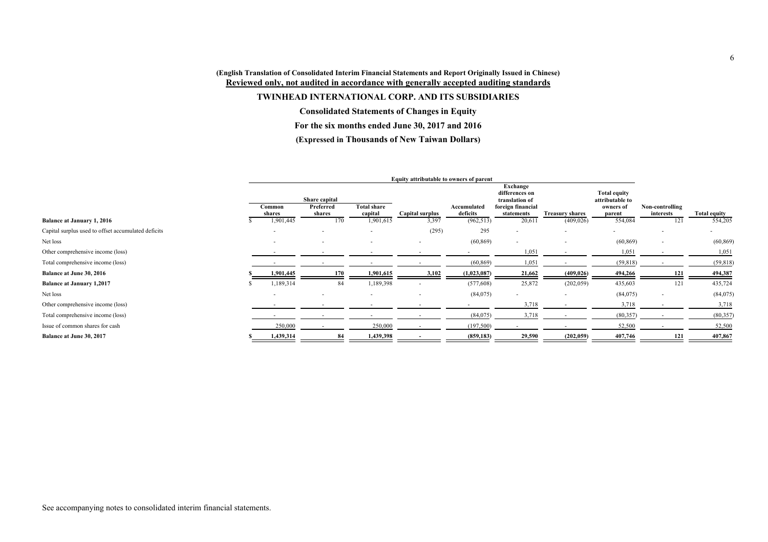(English Translation of Consolidated Interim Financial Statements and Report Originally Issued in Chinese)

**Reviewed only, not audited in accordance with generally accepted auditing standards**

# TWINHEAD INTERNATIONAL CORP. AND ITS SUBSIDIARIES

## Consolidated Statements of Changes in Equity

## For the six months ended June 30, 2017 and 2016

## (Expressed in Thousands of New Taiwan Dollars)

| | Equity attributable to owners of parent | | | | | | | | | |
|---|---|---|---|---|---|---|---|---|---|---|
| | Share capital | | | | | | | | | |
| | Common shares | Preferred shares | Total share capital | Capital surplus | Accumulated deficits | Exchange differences on translation of foreign financial statements | Treasury shares | Total equity attributable to owners of parent | Non-controlling interests | Total equity |
| **Balance at January 1, 2016** | $ 1,901,445 | 170 | 1,901,615 | 3,397 | (962,513) | 20,611 | (409,026) | 554,084 | 121 | 554,205 |
| Capital surplus used to offset accumulated deficits | - | - | - | (295) | 295 | - | - | - | - | - |
| Net loss | - | - | - | - | (60,869) | - | - | (60,869) | - | (60,869) |
| Other comprehensive income (loss) | - | - | - | - | - | 1,051 | - | 1,051 | - | 1,051 |
| Total comprehensive income (loss) | - | - | - | - | (60,869) | 1,051 | - | (59,818) | - | (59,818) |
| **Balance at June 30, 2016** | **$ 1,901,445** | **170** | **1,901,615** | **3,102** | **(1,023,087)** | **21,662** | **(409,026)** | **494,266** | **121** | **494,387** |
| **Balance at January 1,2017** | $ 1,189,314 | 84 | 1,189,398 | - | (577,608) | 25,872 | (202,059) | 435,603 | 121 | 435,724 |
| Net loss | - | - | - | - | (84,075) | - | - | (84,075) | - | (84,075) |
| Other comprehensive income (loss) | - | - | - | - | - | 3,718 | - | 3,718 | - | 3,718 |
| Total comprehensive income (loss) | - | - | - | - | (84,075) | 3,718 | - | (80,357) | - | (80,357) |
| Issue of common shares for cash | 250,000 | - | 250,000 | - | (197,500) | - | - | 52,500 | - | 52,500 |
| **Balance at June 30, 2017** | **$ 1,439,314** | **84** | **1,439,398** | **-** | **(859,183)** | **29,590** | **(202,059)** | **407,746** | **121** | **407,867** |

See accompanying notes to consolidated interim financial statements.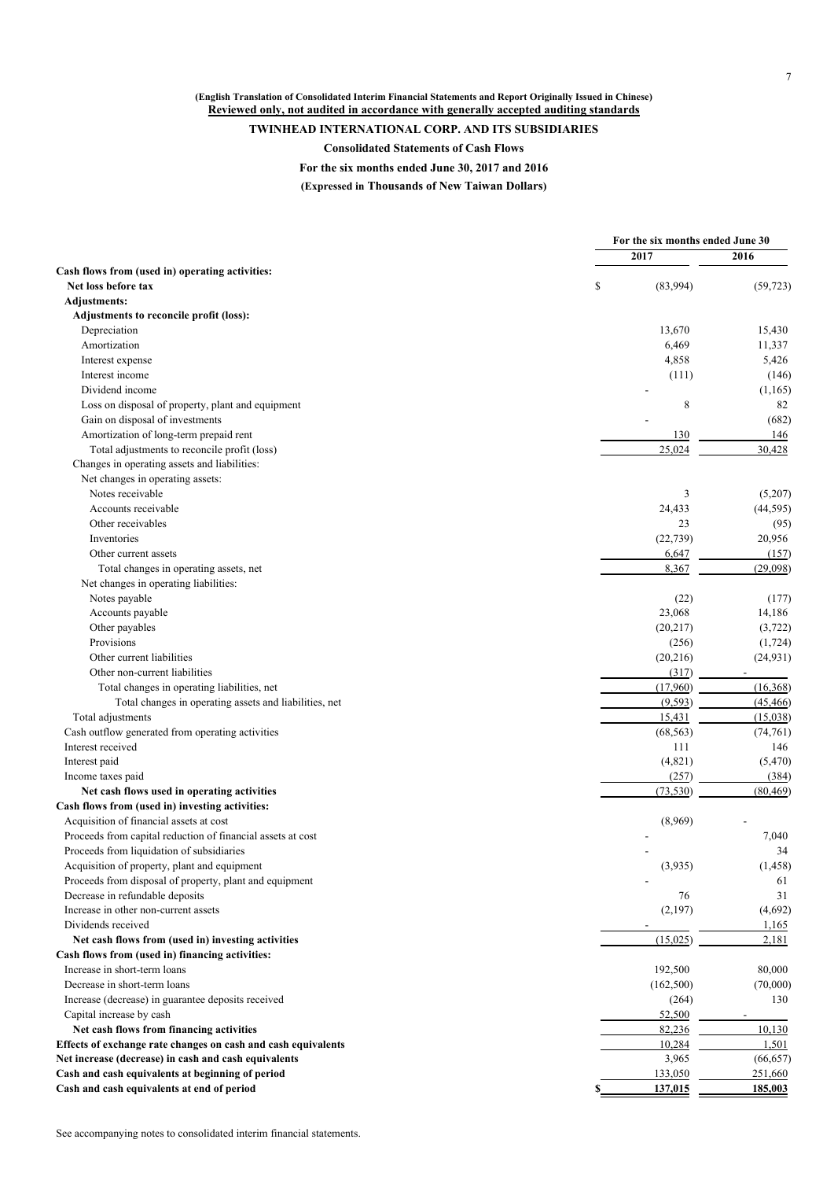(English Translation of Consolidated Interim Financial Statements and Report Originally Issued in Chinese)
**Reviewed only, not audited in accordance with generally accepted auditing standards**

**TWINHEAD INTERNATIONAL CORP. AND ITS SUBSIDIARIES**

**Consolidated Statements of Cash Flows**

**For the six months ended June 30, 2017 and 2016**

**(Expressed in Thousands of New Taiwan Dollars)**

| | For the six months ended June 30 | |
|---|---|---|
| | 2017 | 2016 |
| **Cash flows from (used in) operating activities:** | | |
| **Net loss before tax** | $ (83,994) | (59,723) |
| **Adjustments:** | | |
| **Adjustments to reconcile profit (loss):** | | |
| Depreciation | 13,670 | 15,430 |
| Amortization | 6,469 | 11,337 |
| Interest expense | 4,858 | 5,426 |
| Interest income | (111) | (146) |
| Dividend income | - | (1,165) |
| Loss on disposal of property, plant and equipment | 8 | 82 |
| Gain on disposal of investments | - | (682) |
| Amortization of long-term prepaid rent | 130 | 146 |
| Total adjustments to reconcile profit (loss) | 25,024 | 30,428 |
| Changes in operating assets and liabilities: | | |
| Net changes in operating assets: | | |
| Notes receivable | 3 | (5,207) |
| Accounts receivable | 24,433 | (44,595) |
| Other receivables | 23 | (95) |
| Inventories | (22,739) | 20,956 |
| Other current assets | 6,647 | (157) |
| Total changes in operating assets, net | 8,367 | (29,098) |
| Net changes in operating liabilities: | | |
| Notes payable | (22) | (177) |
| Accounts payable | 23,068 | 14,186 |
| Other payables | (20,217) | (3,722) |
| Provisions | (256) | (1,724) |
| Other current liabilities | (20,216) | (24,931) |
| Other non-current liabilities | (317) | - |
| Total changes in operating liabilities, net | (17,960) | (16,368) |
| Total changes in operating assets and liabilities, net | (9,593) | (45,466) |
| Total adjustments | 15,431 | (15,038) |
| Cash outflow generated from operating activities | (68,563) | (74,761) |
| Interest received | 111 | 146 |
| Interest paid | (4,821) | (5,470) |
| Income taxes paid | (257) | (384) |
| **Net cash flows used in operating activities** | (73,530) | (80,469) |
| **Cash flows from (used in) investing activities:** | | |
| Acquisition of financial assets at cost | (8,969) | - |
| Proceeds from capital reduction of financial assets at cost | - | 7,040 |
| Proceeds from liquidation of subsidiaries | - | 34 |
| Acquisition of property, plant and equipment | (3,935) | (1,458) |
| Proceeds from disposal of property, plant and equipment | - | 61 |
| Decrease in refundable deposits | 76 | 31 |
| Increase in other non-current assets | (2,197) | (4,692) |
| Dividends received | - | 1,165 |
| **Net cash flows from (used in) investing activities** | (15,025) | 2,181 |
| **Cash flows from (used in) financing activities:** | | |
| Increase in short-term loans | 192,500 | 80,000 |
| Decrease in short-term loans | (162,500) | (70,000) |
| Increase (decrease) in guarantee deposits received | (264) | 130 |
| Capital increase by cash | 52,500 | - |
| **Net cash flows from financing activities** | 82,236 | 10,130 |
| **Effects of exchange rate changes on cash and cash equivalents** | 10,284 | 1,501 |
| **Net increase (decrease) in cash and cash equivalents** | 3,965 | (66,657) |
| **Cash and cash equivalents at beginning of period** | 133,050 | 251,660 |
| **Cash and cash equivalents at end of period** | **$ 137,015** | **185,003** |

See accompanying notes to consolidated interim financial statements.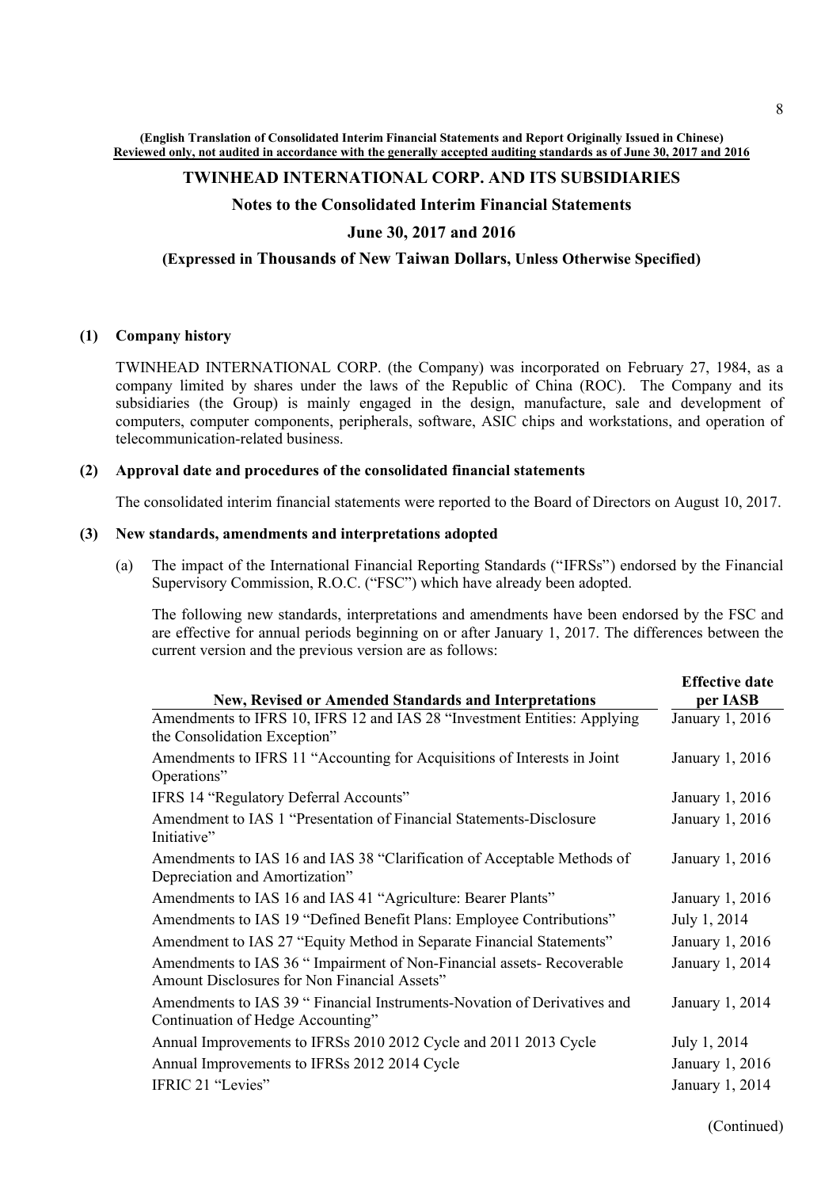(English Translation of Consolidated Interim Financial Statements and Report Originally Issued in Chinese)
Reviewed only, not audited in accordance with the generally accepted auditing standards as of June 30, 2017 and 2016

# TWINHEAD INTERNATIONAL CORP. AND ITS SUBSIDIARIES

## Notes to the Consolidated Interim Financial Statements

## June 30, 2017 and 2016

### (Expressed in Thousands of New Taiwan Dollars, Unless Otherwise Specified)

**(1) Company history**

TWINHEAD INTERNATIONAL CORP. (the Company) was incorporated on February 27, 1984, as a company limited by shares under the laws of the Republic of China (ROC). The Company and its subsidiaries (the Group) is mainly engaged in the design, manufacture, sale and development of computers, computer components, peripherals, software, ASIC chips and workstations, and operation of telecommunication-related business.

**(2) Approval date and procedures of the consolidated financial statements**

The consolidated interim financial statements were reported to the Board of Directors on August 10, 2017.

**(3) New standards, amendments and interpretations adopted**

(a) The impact of the International Financial Reporting Standards ("IFRSs") endorsed by the Financial Supervisory Commission, R.O.C. ("FSC") which have already been adopted.

The following new standards, interpretations and amendments have been endorsed by the FSC and are effective for annual periods beginning on or after January 1, 2017. The differences between the current version and the previous version are as follows:

| New, Revised or Amended Standards and Interpretations | Effective date per IASB |
|---|---|
| Amendments to IFRS 10, IFRS 12 and IAS 28 "Investment Entities: Applying the Consolidation Exception" | January 1, 2016 |
| Amendments to IFRS 11 "Accounting for Acquisitions of Interests in Joint Operations" | January 1, 2016 |
| IFRS 14 "Regulatory Deferral Accounts" | January 1, 2016 |
| Amendment to IAS 1 "Presentation of Financial Statements-Disclosure Initiative" | January 1, 2016 |
| Amendments to IAS 16 and IAS 38 "Clarification of Acceptable Methods of Depreciation and Amortization" | January 1, 2016 |
| Amendments to IAS 16 and IAS 41 "Agriculture: Bearer Plants" | January 1, 2016 |
| Amendments to IAS 19 "Defined Benefit Plans: Employee Contributions" | July 1, 2014 |
| Amendment to IAS 27 "Equity Method in Separate Financial Statements" | January 1, 2016 |
| Amendments to IAS 36 " Impairment of Non-Financial assets- Recoverable Amount Disclosures for Non Financial Assets" | January 1, 2014 |
| Amendments to IAS 39 " Financial Instruments-Novation of Derivatives and Continuation of Hedge Accounting" | January 1, 2014 |
| Annual Improvements to IFRSs 2010 2012 Cycle and 2011 2013 Cycle | July 1, 2014 |
| Annual Improvements to IFRSs 2012 2014 Cycle | January 1, 2016 |
| IFRIC 21 "Levies" | January 1, 2014 |

(Continued)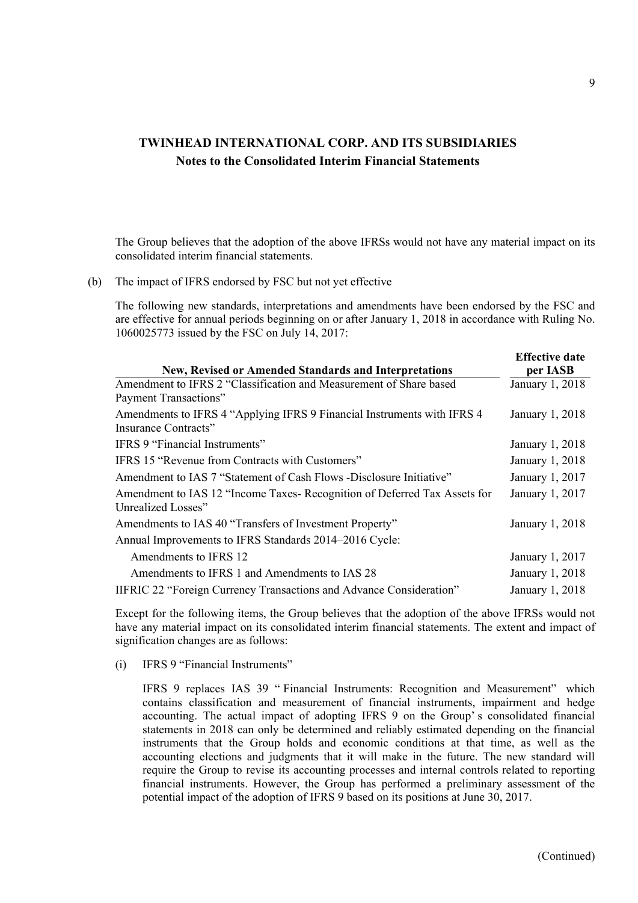The Group believes that the adoption of the above IFRSs would not have any material impact on its consolidated interim financial statements.

(b) The impact of IFRS endorsed by FSC but not yet effective

The following new standards, interpretations and amendments have been endorsed by the FSC and are effective for annual periods beginning on or after January 1, 2018 in accordance with Ruling No. 1060025773 issued by the FSC on July 14, 2017:

| New, Revised or Amended Standards and Interpretations | Effective date per IASB |
|---|---|
| Amendment to IFRS 2 "Classification and Measurement of Share based Payment Transactions" | January 1, 2018 |
| Amendments to IFRS 4 "Applying IFRS 9 Financial Instruments with IFRS 4 Insurance Contracts" | January 1, 2018 |
| IFRS 9 "Financial Instruments" | January 1, 2018 |
| IFRS 15 "Revenue from Contracts with Customers" | January 1, 2018 |
| Amendment to IAS 7 "Statement of Cash Flows -Disclosure Initiative" | January 1, 2017 |
| Amendment to IAS 12 "Income Taxes- Recognition of Deferred Tax Assets for Unrealized Losses" | January 1, 2017 |
| Amendments to IAS 40 "Transfers of Investment Property" | January 1, 2018 |
| Annual Improvements to IFRS Standards 2014–2016 Cycle: | |
| Amendments to IFRS 12 | January 1, 2017 |
| Amendments to IFRS 1 and Amendments to IAS 28 | January 1, 2018 |
| IIFRIC 22 "Foreign Currency Transactions and Advance Consideration" | January 1, 2018 |

Except for the following items, the Group believes that the adoption of the above IFRSs would not have any material impact on its consolidated interim financial statements. The extent and impact of signification changes are as follows:

(i) IFRS 9 "Financial Instruments"

IFRS 9 replaces IAS 39 " Financial Instruments: Recognition and Measurement" which contains classification and measurement of financial instruments, impairment and hedge accounting. The actual impact of adopting IFRS 9 on the Group' s consolidated financial statements in 2018 can only be determined and reliably estimated depending on the financial instruments that the Group holds and economic conditions at that time, as well as the accounting elections and judgments that it will make in the future. The new standard will require the Group to revise its accounting processes and internal controls related to reporting financial instruments. However, the Group has performed a preliminary assessment of the potential impact of the adoption of IFRS 9 based on its positions at June 30, 2017.

(Continued)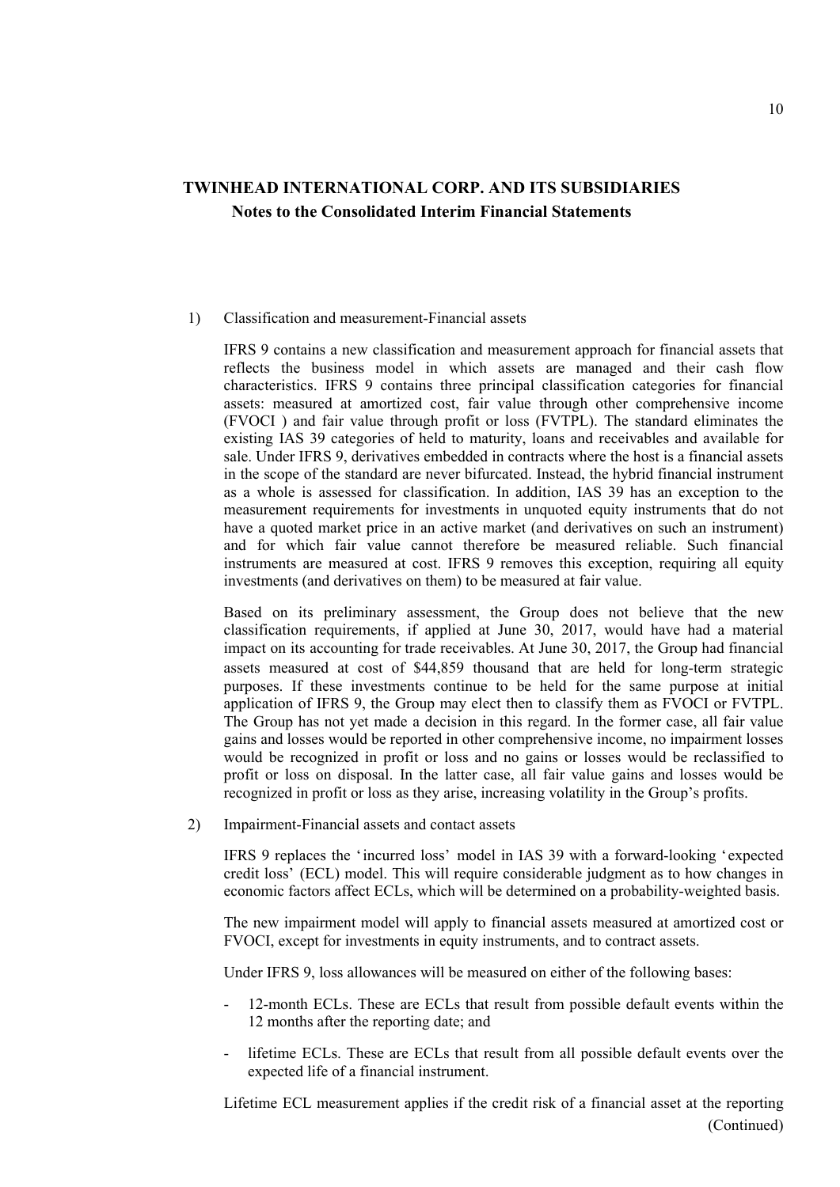1) Classification and measurement-Financial assets

IFRS 9 contains a new classification and measurement approach for financial assets that reflects the business model in which assets are managed and their cash flow characteristics. IFRS 9 contains three principal classification categories for financial assets: measured at amortized cost, fair value through other comprehensive income (FVOCI ) and fair value through profit or loss (FVTPL). The standard eliminates the existing IAS 39 categories of held to maturity, loans and receivables and available for sale. Under IFRS 9, derivatives embedded in contracts where the host is a financial assets in the scope of the standard are never bifurcated. Instead, the hybrid financial instrument as a whole is assessed for classification. In addition, IAS 39 has an exception to the measurement requirements for investments in unquoted equity instruments that do not have a quoted market price in an active market (and derivatives on such an instrument) and for which fair value cannot therefore be measured reliable. Such financial instruments are measured at cost. IFRS 9 removes this exception, requiring all equity investments (and derivatives on them) to be measured at fair value.

Based on its preliminary assessment, the Group does not believe that the new classification requirements, if applied at June 30, 2017, would have had a material impact on its accounting for trade receivables. At June 30, 2017, the Group had financial assets measured at cost of $44,859 thousand that are held for long-term strategic purposes. If these investments continue to be held for the same purpose at initial application of IFRS 9, the Group may elect then to classify them as FVOCI or FVTPL. The Group has not yet made a decision in this regard. In the former case, all fair value gains and losses would be reported in other comprehensive income, no impairment losses would be recognized in profit or loss and no gains or losses would be reclassified to profit or loss on disposal. In the latter case, all fair value gains and losses would be recognized in profit or loss as they arise, increasing volatility in the Group's profits.

2) Impairment-Financial assets and contact assets

IFRS 9 replaces the 'incurred loss' model in IAS 39 with a forward-looking 'expected credit loss' (ECL) model. This will require considerable judgment as to how changes in economic factors affect ECLs, which will be determined on a probability-weighted basis.

The new impairment model will apply to financial assets measured at amortized cost or FVOCI, except for investments in equity instruments, and to contract assets.

Under IFRS 9, loss allowances will be measured on either of the following bases:

- 12-month ECLs. These are ECLs that result from possible default events within the 12 months after the reporting date; and
- lifetime ECLs. These are ECLs that result from all possible default events over the expected life of a financial instrument.

Lifetime ECL measurement applies if the credit risk of a financial asset at the reporting

(Continued)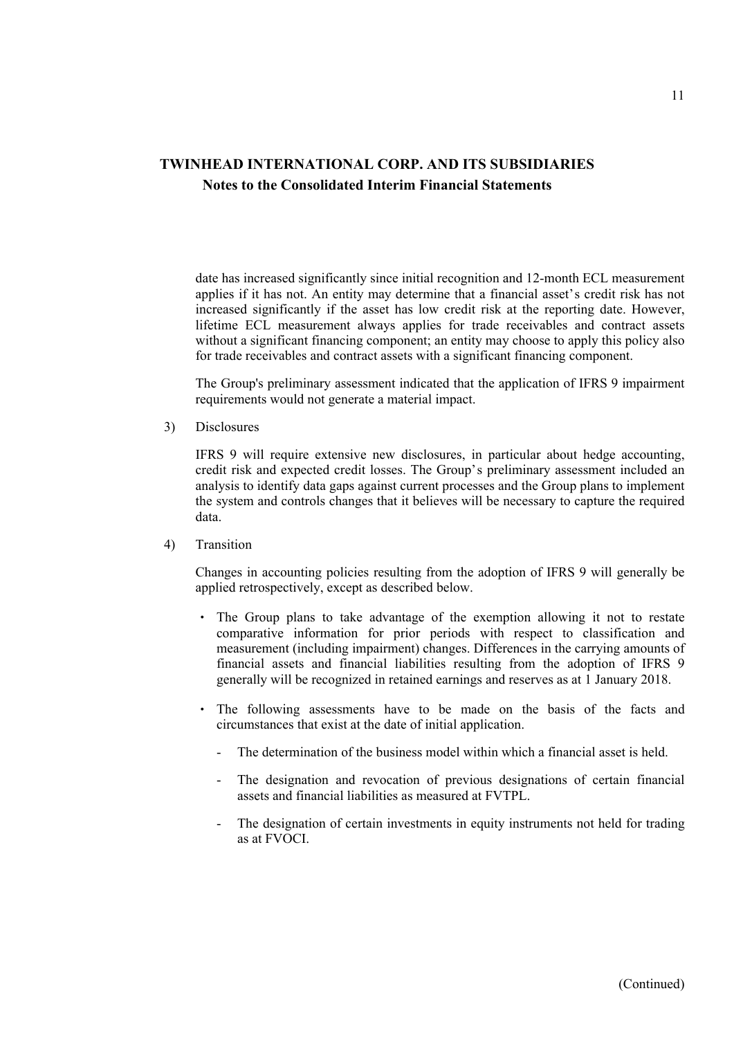date has increased significantly since initial recognition and 12-month ECL measurement applies if it has not. An entity may determine that a financial asset's credit risk has not increased significantly if the asset has low credit risk at the reporting date. However, lifetime ECL measurement always applies for trade receivables and contract assets without a significant financing component; an entity may choose to apply this policy also for trade receivables and contract assets with a significant financing component.

The Group's preliminary assessment indicated that the application of IFRS 9 impairment requirements would not generate a material impact.

3) Disclosures

IFRS 9 will require extensive new disclosures, in particular about hedge accounting, credit risk and expected credit losses. The Group's preliminary assessment included an analysis to identify data gaps against current processes and the Group plans to implement the system and controls changes that it believes will be necessary to capture the required data.

4) Transition

Changes in accounting policies resulting from the adoption of IFRS 9 will generally be applied retrospectively, except as described below.

- The Group plans to take advantage of the exemption allowing it not to restate comparative information for prior periods with respect to classification and measurement (including impairment) changes. Differences in the carrying amounts of financial assets and financial liabilities resulting from the adoption of IFRS 9 generally will be recognized in retained earnings and reserves as at 1 January 2018.

- The following assessments have to be made on the basis of the facts and circumstances that exist at the date of initial application.

  - The determination of the business model within which a financial asset is held.

  - The designation and revocation of previous designations of certain financial assets and financial liabilities as measured at FVTPL.

  - The designation of certain investments in equity instruments not held for trading as at FVOCI.

(Continued)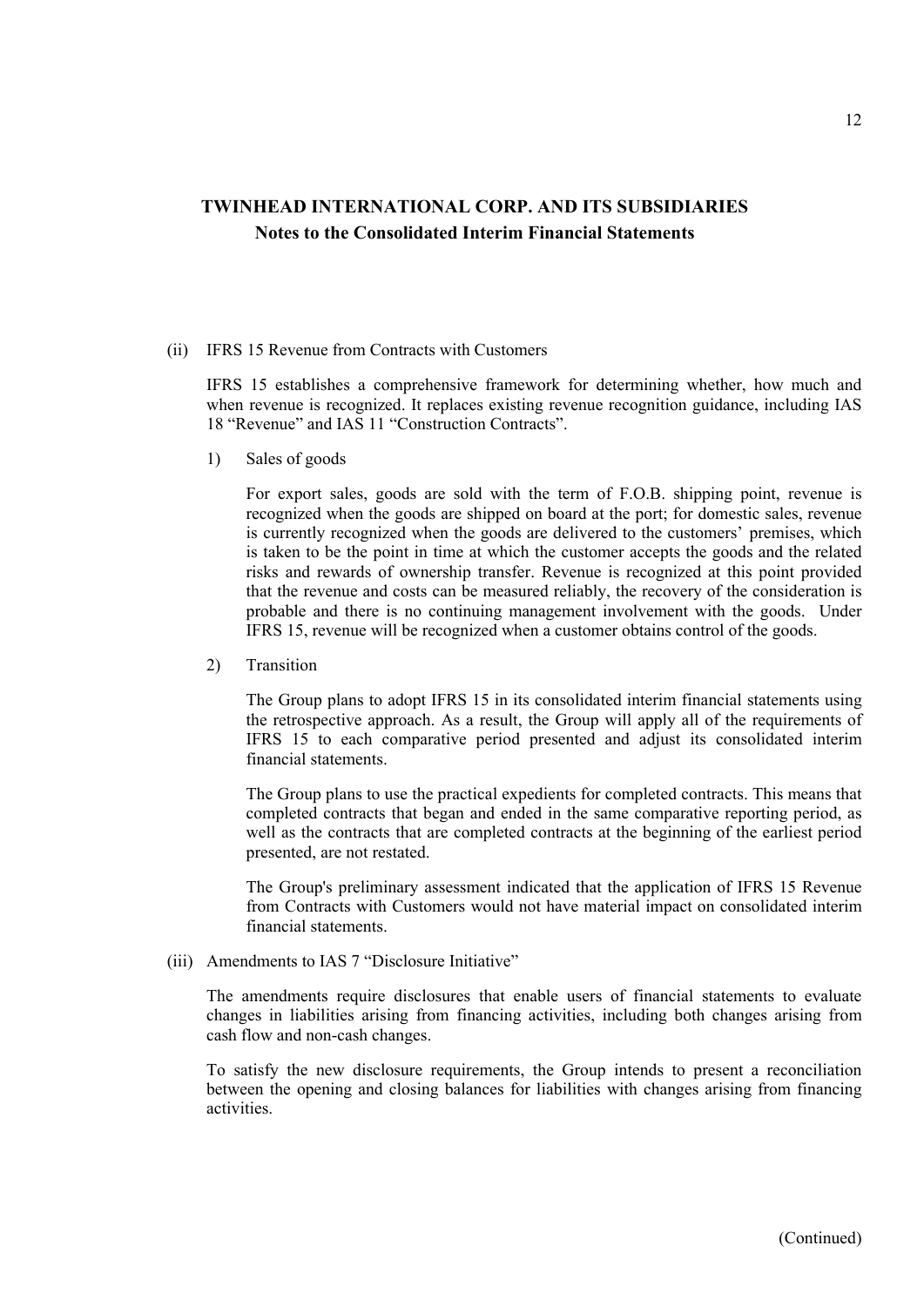# TWINHEAD INTERNATIONAL CORP. AND ITS SUBSIDIARIES

## Notes to the Consolidated Interim Financial Statements

(ii) IFRS 15 Revenue from Contracts with Customers

IFRS 15 establishes a comprehensive framework for determining whether, how much and when revenue is recognized. It replaces existing revenue recognition guidance, including IAS 18 "Revenue" and IAS 11 "Construction Contracts".

1) Sales of goods

For export sales, goods are sold with the term of F.O.B. shipping point, revenue is recognized when the goods are shipped on board at the port; for domestic sales, revenue is currently recognized when the goods are delivered to the customers' premises, which is taken to be the point in time at which the customer accepts the goods and the related risks and rewards of ownership transfer. Revenue is recognized at this point provided that the revenue and costs can be measured reliably, the recovery of the consideration is probable and there is no continuing management involvement with the goods. Under IFRS 15, revenue will be recognized when a customer obtains control of the goods.

2) Transition

The Group plans to adopt IFRS 15 in its consolidated interim financial statements using the retrospective approach. As a result, the Group will apply all of the requirements of IFRS 15 to each comparative period presented and adjust its consolidated interim financial statements.

The Group plans to use the practical expedients for completed contracts. This means that completed contracts that began and ended in the same comparative reporting period, as well as the contracts that are completed contracts at the beginning of the earliest period presented, are not restated.

The Group's preliminary assessment indicated that the application of IFRS 15 Revenue from Contracts with Customers would not have material impact on consolidated interim financial statements.

(iii) Amendments to IAS 7 "Disclosure Initiative"

The amendments require disclosures that enable users of financial statements to evaluate changes in liabilities arising from financing activities, including both changes arising from cash flow and non-cash changes.

To satisfy the new disclosure requirements, the Group intends to present a reconciliation between the opening and closing balances for liabilities with changes arising from financing activities.

(Continued)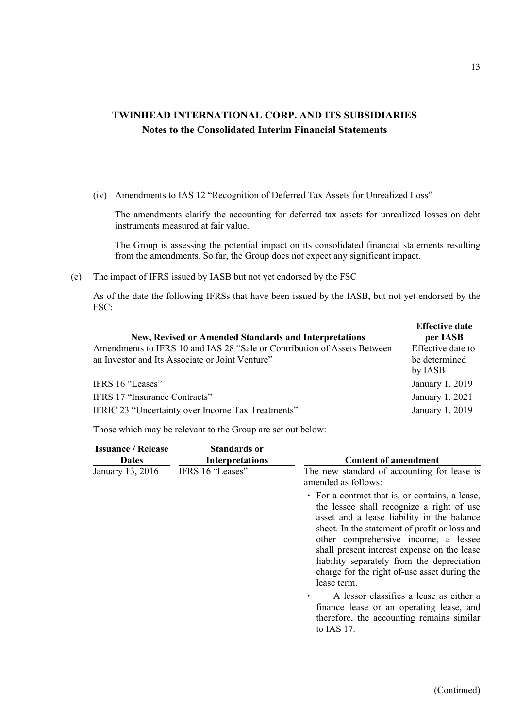(iv) Amendments to IAS 12 "Recognition of Deferred Tax Assets for Unrealized Loss"

The amendments clarify the accounting for deferred tax assets for unrealized losses on debt instruments measured at fair value.

The Group is assessing the potential impact on its consolidated financial statements resulting from the amendments. So far, the Group does not expect any significant impact.

(c) The impact of IFRS issued by IASB but not yet endorsed by the FSC

As of the date the following IFRSs that have been issued by the IASB, but not yet endorsed by the FSC:

| New, Revised or Amended Standards and Interpretations | Effective date per IASB |
|---|---|
| Amendments to IFRS 10 and IAS 28 "Sale or Contribution of Assets Between an Investor and Its Associate or Joint Venture" | Effective date to be determined by IASB |
| IFRS 16 "Leases" | January 1, 2019 |
| IFRS 17 "Insurance Contracts" | January 1, 2021 |
| IFRIC 23 "Uncertainty over Income Tax Treatments" | January 1, 2019 |

Those which may be relevant to the Group are set out below:

| Issuance / Release Dates | Standards or Interpretations | Content of amendment |
|---|---|---|
| January 13, 2016 | IFRS 16 "Leases" | The new standard of accounting for lease is amended as follows:<br>・For a contract that is, or contains, a lease, the lessee shall recognize a right of use asset and a lease liability in the balance sheet. In the statement of profit or loss and other comprehensive income, a lessee shall present interest expense on the lease liability separately from the depreciation charge for the right of-use asset during the lease term.<br>・A lessor classifies a lease as either a finance lease or an operating lease, and therefore, the accounting remains similar to IAS 17. |

(Continued)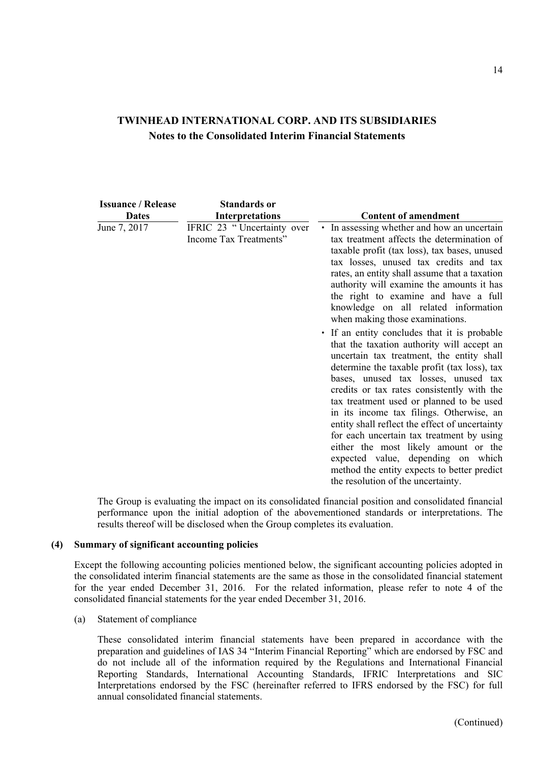| Issuance / Release Dates | Standards or Interpretations | Content of amendment |
|---|---|---|
| June 7, 2017 | IFRIC 23 " Uncertainty over Income Tax Treatments" | • In assessing whether and how an uncertain tax treatment affects the determination of taxable profit (tax loss), tax bases, unused tax losses, unused tax credits and tax rates, an entity shall assume that a taxation authority will examine the amounts it has the right to examine and have a full knowledge on all related information when making those examinations.<br>• If an entity concludes that it is probable that the taxation authority will accept an uncertain tax treatment, the entity shall determine the taxable profit (tax loss), tax bases, unused tax losses, unused tax credits or tax rates consistently with the tax treatment used or planned to be used in its income tax filings. Otherwise, an entity shall reflect the effect of uncertainty for each uncertain tax treatment by using either the most likely amount or the expected value, depending on which method the entity expects to better predict the resolution of the uncertainty. |

The Group is evaluating the impact on its consolidated financial position and consolidated financial performance upon the initial adoption of the abovementioned standards or interpretations. The results thereof will be disclosed when the Group completes its evaluation.

## (4) Summary of significant accounting policies

Except the following accounting policies mentioned below, the significant accounting policies adopted in the consolidated interim financial statements are the same as those in the consolidated financial statement for the year ended December 31, 2016. For the related information, please refer to note 4 of the consolidated financial statements for the year ended December 31, 2016.

(a) Statement of compliance

These consolidated interim financial statements have been prepared in accordance with the preparation and guidelines of IAS 34 "Interim Financial Reporting" which are endorsed by FSC and do not include all of the information required by the Regulations and International Financial Reporting Standards, International Accounting Standards, IFRIC Interpretations and SIC Interpretations endorsed by the FSC (hereinafter referred to IFRS endorsed by the FSC) for full annual consolidated financial statements.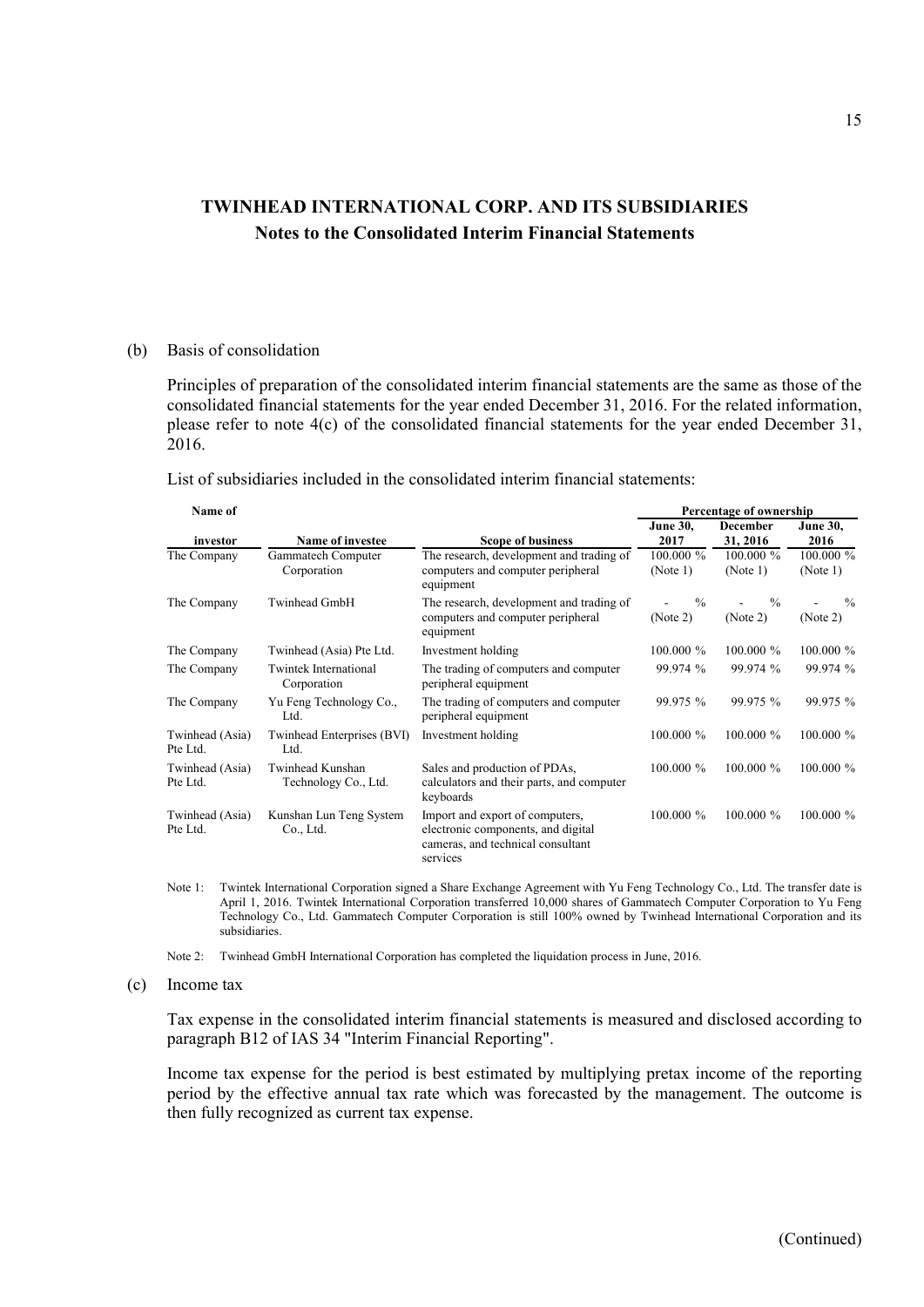# TWINHEAD INTERNATIONAL CORP. AND ITS SUBSIDIARIES
## Notes to the Consolidated Interim Financial Statements

(b) Basis of consolidation

Principles of preparation of the consolidated interim financial statements are the same as those of the consolidated financial statements for the year ended December 31, 2016. For the related information, please refer to note 4(c) of the consolidated financial statements for the year ended December 31, 2016.

List of subsidiaries included in the consolidated interim financial statements:

| Name of investor | Name of investee | Scope of business | Percentage of ownership | | |
|---|---|---|---|---|---|
| | | | June 30, 2017 | December 31, 2016 | June 30, 2016 |
| The Company | Gammatech Computer Corporation | The research, development and trading of computers and computer peripheral equipment | 100.000 % (Note 1) | 100.000 % (Note 1) | 100.000 % (Note 1) |
| The Company | Twinhead GmbH | The research, development and trading of computers and computer peripheral equipment | - % (Note 2) | - % (Note 2) | - % (Note 2) |
| The Company | Twinhead (Asia) Pte Ltd. | Investment holding | 100.000 % | 100.000 % | 100.000 % |
| The Company | Twintek International Corporation | The trading of computers and computer peripheral equipment | 99.974 % | 99.974 % | 99.974 % |
| The Company | Yu Feng Technology Co., Ltd. | The trading of computers and computer peripheral equipment | 99.975 % | 99.975 % | 99.975 % |
| Twinhead (Asia) Pte Ltd. | Twinhead Enterprises (BVI) Ltd. | Investment holding | 100.000 % | 100.000 % | 100.000 % |
| Twinhead (Asia) Pte Ltd. | Twinhead Kunshan Technology Co., Ltd. | Sales and production of PDAs, calculators and their parts, and computer keyboards | 100.000 % | 100.000 % | 100.000 % |
| Twinhead (Asia) Pte Ltd. | Kunshan Lun Teng System Co., Ltd. | Import and export of computers, electronic components, and digital cameras, and technical consultant services | 100.000 % | 100.000 % | 100.000 % |

Note 1: Twintek International Corporation signed a Share Exchange Agreement with Yu Feng Technology Co., Ltd. The transfer date is April 1, 2016. Twintek International Corporation transferred 10,000 shares of Gammatech Computer Corporation to Yu Feng Technology Co., Ltd. Gammatech Computer Corporation is still 100% owned by Twinhead International Corporation and its subsidiaries.

Note 2: Twinhead GmbH International Corporation has completed the liquidation process in June, 2016.

(c) Income tax

Tax expense in the consolidated interim financial statements is measured and disclosed according to paragraph B12 of IAS 34 "Interim Financial Reporting".

Income tax expense for the period is best estimated by multiplying pretax income of the reporting period by the effective annual tax rate which was forecasted by the management. The outcome is then fully recognized as current tax expense.

(Continued)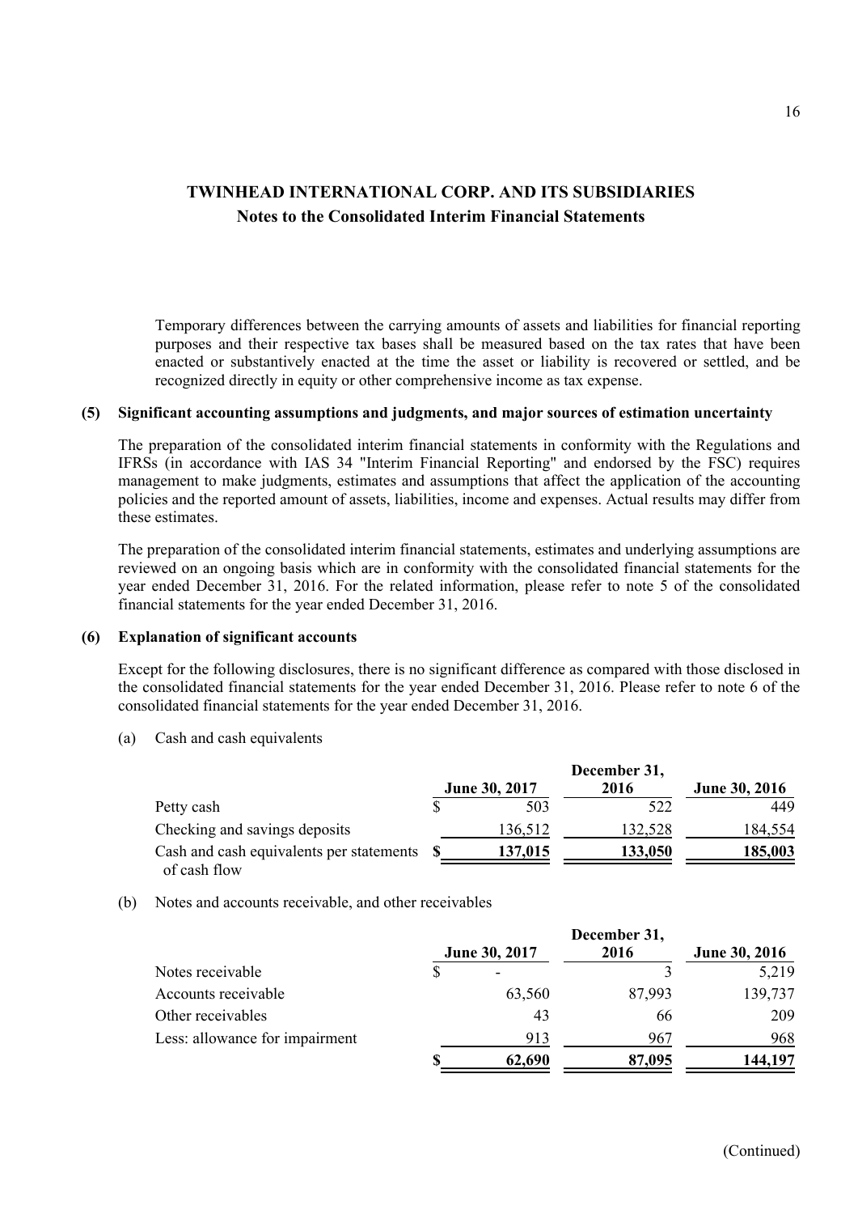Temporary differences between the carrying amounts of assets and liabilities for financial reporting purposes and their respective tax bases shall be measured based on the tax rates that have been enacted or substantively enacted at the time the asset or liability is recovered or settled, and be recognized directly in equity or other comprehensive income as tax expense.

## (5) Significant accounting assumptions and judgments, and major sources of estimation uncertainty

The preparation of the consolidated interim financial statements in conformity with the Regulations and IFRSs (in accordance with IAS 34 "Interim Financial Reporting" and endorsed by the FSC) requires management to make judgments, estimates and assumptions that affect the application of the accounting policies and the reported amount of assets, liabilities, income and expenses. Actual results may differ from these estimates.

The preparation of the consolidated interim financial statements, estimates and underlying assumptions are reviewed on an ongoing basis which are in conformity with the consolidated financial statements for the year ended December 31, 2016. For the related information, please refer to note 5 of the consolidated financial statements for the year ended December 31, 2016.

## (6) Explanation of significant accounts

Except for the following disclosures, there is no significant difference as compared with those disclosed in the consolidated financial statements for the year ended December 31, 2016. Please refer to note 6 of the consolidated financial statements for the year ended December 31, 2016.

(a) Cash and cash equivalents

| | June 30, 2017 | December 31, 2016 | June 30, 2016 |
|---|---|---|---|
| Petty cash | $ 503 | 522 | 449 |
| Checking and savings deposits | 136,512 | 132,528 | 184,554 |
| Cash and cash equivalents per statements of cash flow | **$ 137,015** | **133,050** | **185,003** |

(b) Notes and accounts receivable, and other receivables

| | June 30, 2017 | December 31, 2016 | June 30, 2016 |
|---|---|---|---|
| Notes receivable | $ - | 3 | 5,219 |
| Accounts receivable | 63,560 | 87,993 | 139,737 |
| Other receivables | 43 | 66 | 209 |
| Less: allowance for impairment | 913 | 967 | 968 |
| | **$ 62,690** | **87,095** | **144,197** |

(Continued)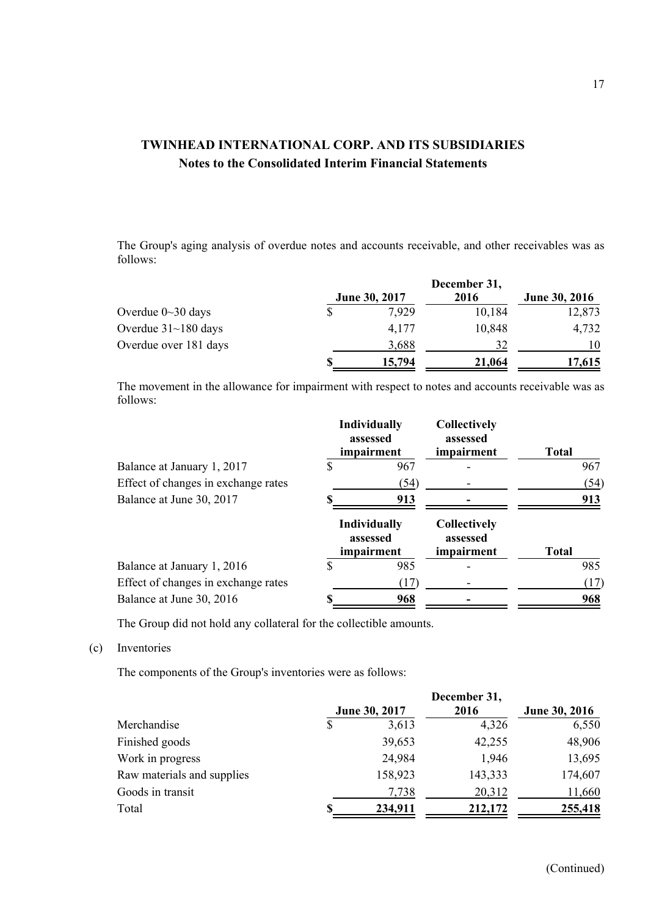The Group's aging analysis of overdue notes and accounts receivable, and other receivables was as follows:

| | June 30, 2017 | December 31, 2016 | June 30, 2016 |
|---|---|---|---|
| Overdue 0~30 days | $ 7,929 | 10,184 | 12,873 |
| Overdue 31~180 days | 4,177 | 10,848 | 4,732 |
| Overdue over 181 days | 3,688 | 32 | 10 |
| | **$ 15,794** | **21,064** | **17,615** |

The movement in the allowance for impairment with respect to notes and accounts receivable was as follows:

| | Individually assessed impairment | Collectively assessed impairment | Total |
|---|---|---|---|
| Balance at January 1, 2017 | $ 967 | - | 967 |
| Effect of changes in exchange rates | (54) | - | (54) |
| Balance at June 30, 2017 | **$ 913** | **-** | **913** |

| | Individually assessed impairment | Collectively assessed impairment | Total |
|---|---|---|---|
| Balance at January 1, 2016 | $ 985 | - | 985 |
| Effect of changes in exchange rates | (17) | - | (17) |
| Balance at June 30, 2016 | **$ 968** | **-** | **968** |

The Group did not hold any collateral for the collectible amounts.

(c) Inventories

The components of the Group's inventories were as follows:

| | June 30, 2017 | December 31, 2016 | June 30, 2016 |
|---|---|---|---|
| Merchandise | $ 3,613 | 4,326 | 6,550 |
| Finished goods | 39,653 | 42,255 | 48,906 |
| Work in progress | 24,984 | 1,946 | 13,695 |
| Raw materials and supplies | 158,923 | 143,333 | 174,607 |
| Goods in transit | 7,738 | 20,312 | 11,660 |
| Total | **$ 234,911** | **212,172** | **255,418** |

(Continued)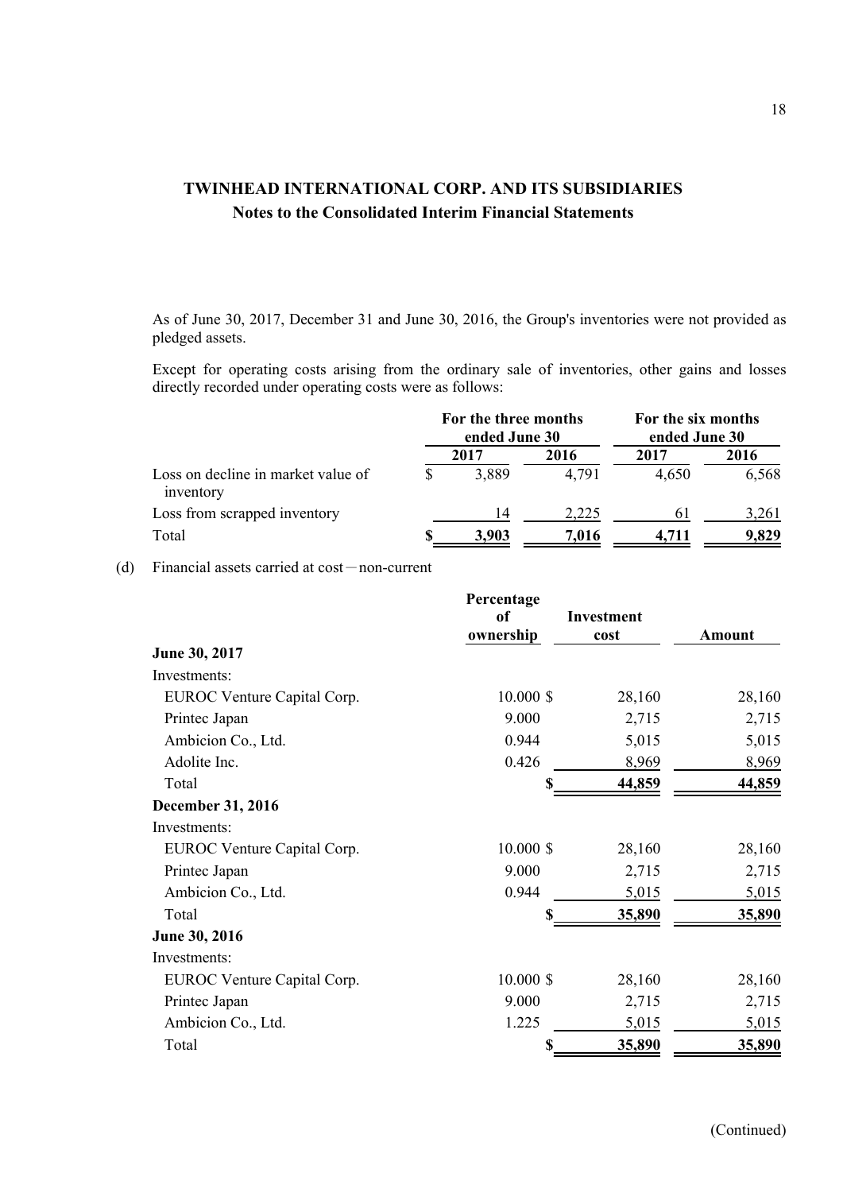As of June 30, 2017, December 31 and June 30, 2016, the Group's inventories were not provided as pledged assets.

Except for operating costs arising from the ordinary sale of inventories, other gains and losses directly recorded under operating costs were as follows:

| | For the three months ended June 30 | | For the six months ended June 30 | |
|---|---|---|---|---|
| | 2017 | 2016 | 2017 | 2016 |
| Loss on decline in market value of inventory | $ 3,889 | 4,791 | 4,650 | 6,568 |
| Loss from scrapped inventory | 14 | 2,225 | 61 | 3,261 |
| Total | $ 3,903 | 7,016 | 4,711 | 9,829 |

(d) Financial assets carried at cost－non-current

| | Percentage of ownership | Investment cost | Amount |
|---|---|---|---|
| **June 30, 2017** | | | |
| Investments: | | | |
| EUROC Venture Capital Corp. | 10.000 | $ 28,160 | 28,160 |
| Printec Japan | 9.000 | 2,715 | 2,715 |
| Ambicion Co., Ltd. | 0.944 | 5,015 | 5,015 |
| Adolite Inc. | 0.426 | 8,969 | 8,969 |
| Total | | $ 44,859 | 44,859 |
| **December 31, 2016** | | | |
| Investments: | | | |
| EUROC Venture Capital Corp. | 10.000 | $ 28,160 | 28,160 |
| Printec Japan | 9.000 | 2,715 | 2,715 |
| Ambicion Co., Ltd. | 0.944 | 5,015 | 5,015 |
| Total | | $ 35,890 | 35,890 |
| **June 30, 2016** | | | |
| Investments: | | | |
| EUROC Venture Capital Corp. | 10.000 | $ 28,160 | 28,160 |
| Printec Japan | 9.000 | 2,715 | 2,715 |
| Ambicion Co., Ltd. | 1.225 | 5,015 | 5,015 |
| Total | | $ 35,890 | 35,890 |

(Continued)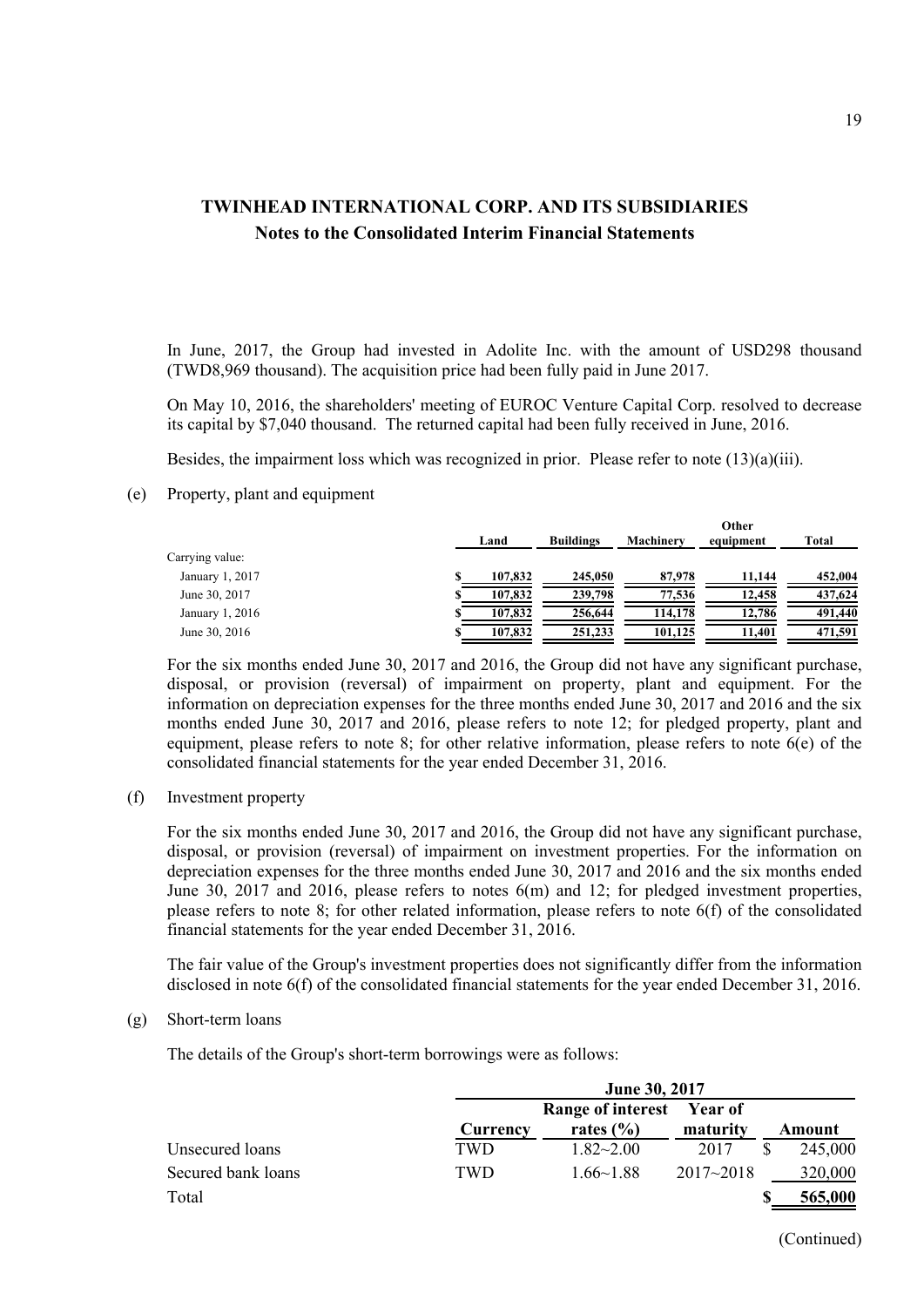In June, 2017, the Group had invested in Adolite Inc. with the amount of USD298 thousand (TWD8,969 thousand). The acquisition price had been fully paid in June 2017.

On May 10, 2016, the shareholders' meeting of EUROC Venture Capital Corp. resolved to decrease its capital by $7,040 thousand. The returned capital had been fully received in June, 2016.

Besides, the impairment loss which was recognized in prior. Please refer to note (13)(a)(iii).

(e) Property, plant and equipment

| | Land | Buildings | Machinery | Other equipment | Total |
|---|---|---|---|---|---|
| Carrying value: | | | | | |
| January 1, 2017 | $ 107,832 | 245,050 | 87,978 | 11,144 | 452,004 |
| June 30, 2017 | $ 107,832 | 239,798 | 77,536 | 12,458 | 437,624 |
| January 1, 2016 | $ 107,832 | 256,644 | 114,178 | 12,786 | 491,440 |
| June 30, 2016 | $ 107,832 | 251,233 | 101,125 | 11,401 | 471,591 |

For the six months ended June 30, 2017 and 2016, the Group did not have any significant purchase, disposal, or provision (reversal) of impairment on property, plant and equipment. For the information on depreciation expenses for the three months ended June 30, 2017 and 2016 and the six months ended June 30, 2017 and 2016, please refers to note 12; for pledged property, plant and equipment, please refers to note 8; for other relative information, please refers to note 6(e) of the consolidated financial statements for the year ended December 31, 2016.

(f) Investment property

For the six months ended June 30, 2017 and 2016, the Group did not have any significant purchase, disposal, or provision (reversal) of impairment on investment properties. For the information on depreciation expenses for the three months ended June 30, 2017 and 2016 and the six months ended June 30, 2017 and 2016, please refers to notes 6(m) and 12; for pledged investment properties, please refers to note 8; for other related information, please refers to note 6(f) of the consolidated financial statements for the year ended December 31, 2016.

The fair value of the Group's investment properties does not significantly differ from the information disclosed in note 6(f) of the consolidated financial statements for the year ended December 31, 2016.

(g) Short-term loans

The details of the Group's short-term borrowings were as follows:

| | June 30, 2017 | | | |
|---|---|---|---|---|
| | Currency | Range of interest rates (%) | Year of maturity | Amount |
| Unsecured loans | TWD | 1.82~2.00 | 2017 | $ 245,000 |
| Secured bank loans | TWD | 1.66~1.88 | 2017~2018 | 320,000 |
| Total | | | | $ 565,000 |

(Continued)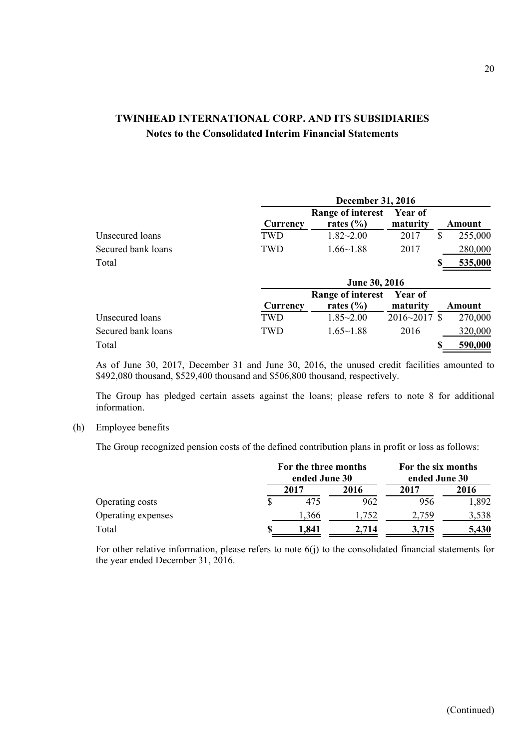**TWINHEAD INTERNATIONAL CORP. AND ITS SUBSIDIARIES**
**Notes to the Consolidated Interim Financial Statements**

| | December 31, 2016 | | | |
|---|---|---|---|---|
| | **Currency** | **Range of interest rates (%)** | **Year of maturity** | **Amount** |
| Unsecured loans | TWD | 1.82~2.00 | 2017 | $ 255,000 |
| Secured bank loans | TWD | 1.66~1.88 | 2017 | 280,000 |
| Total | | | | **$ 535,000** |

| | June 30, 2016 | | | |
|---|---|---|---|---|
| | **Currency** | **Range of interest rates (%)** | **Year of maturity** | **Amount** |
| Unsecured loans | TWD | 1.85~2.00 | 2016~2017 | $ 270,000 |
| Secured bank loans | TWD | 1.65~1.88 | 2016 | 320,000 |
| Total | | | | **$ 590,000** |

As of June 30, 2017, December 31 and June 30, 2016, the unused credit facilities amounted to $492,080 thousand, $529,400 thousand and $506,800 thousand, respectively.

The Group has pledged certain assets against the loans; please refers to note 8 for additional information.

(h) Employee benefits

The Group recognized pension costs of the defined contribution plans in profit or loss as follows:

| | For the three months ended June 30 | | For the six months ended June 30 | |
|---|---|---|---|---|
| | **2017** | **2016** | **2017** | **2016** |
| Operating costs | $ 475 | 962 | 956 | 1,892 |
| Operating expenses | 1,366 | 1,752 | 2,759 | 3,538 |
| Total | **$ 1,841** | **2,714** | **3,715** | **5,430** |

For other relative information, please refers to note 6(j) to the consolidated financial statements for the year ended December 31, 2016.

(Continued)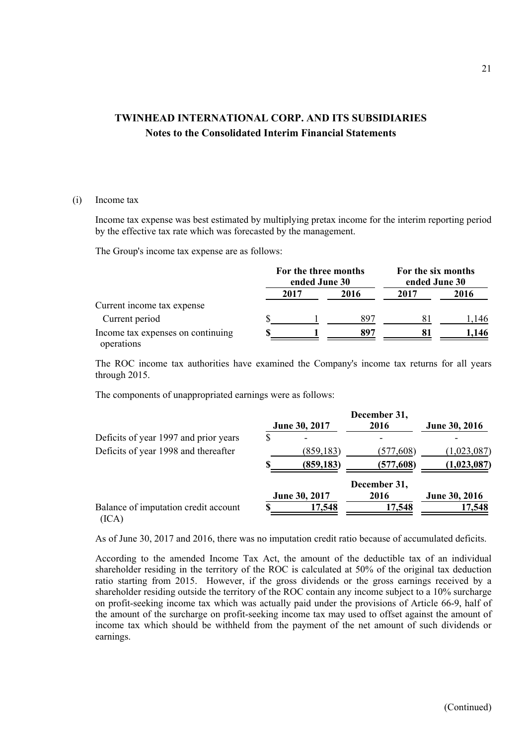## TWINHEAD INTERNATIONAL CORP. AND ITS SUBSIDIARIES

### Notes to the Consolidated Interim Financial Statements

(i) Income tax

Income tax expense was best estimated by multiplying pretax income for the interim reporting period by the effective tax rate which was forecasted by the management.

The Group's income tax expense are as follows:

| | For the three months ended June 30 | | For the six months ended June 30 | |
|---|---|---|---|---|
| | 2017 | 2016 | 2017 | 2016 |
| Current income tax expense | | | | |
| Current period | $ 1 | 897 | 81 | 1,146 |
| Income tax expenses on continuing operations | **$ 1** | **897** | **81** | **1,146** |

The ROC income tax authorities have examined the Company's income tax returns for all years through 2015.

The components of unappropriated earnings were as follows:

| | June 30, 2017 | December 31, 2016 | June 30, 2016 |
|---|---|---|---|
| Deficits of year 1997 and prior years | $ - | - | - |
| Deficits of year 1998 and thereafter | (859,183) | (577,608) | (1,023,087) |
| | **$ (859,183)** | **(577,608)** | **(1,023,087)** |

| | June 30, 2017 | December 31, 2016 | June 30, 2016 |
|---|---|---|---|
| Balance of imputation credit account (ICA) | **$ 17,548** | **17,548** | **17,548** |

As of June 30, 2017 and 2016, there was no imputation credit ratio because of accumulated deficits.

According to the amended Income Tax Act, the amount of the deductible tax of an individual shareholder residing in the territory of the ROC is calculated at 50% of the original tax deduction ratio starting from 2015. However, if the gross dividends or the gross earnings received by a shareholder residing outside the territory of the ROC contain any income subject to a 10% surcharge on profit-seeking income tax which was actually paid under the provisions of Article 66-9, half of the amount of the surcharge on profit-seeking income tax may used to offset against the amount of income tax which should be withheld from the payment of the net amount of such dividends or earnings.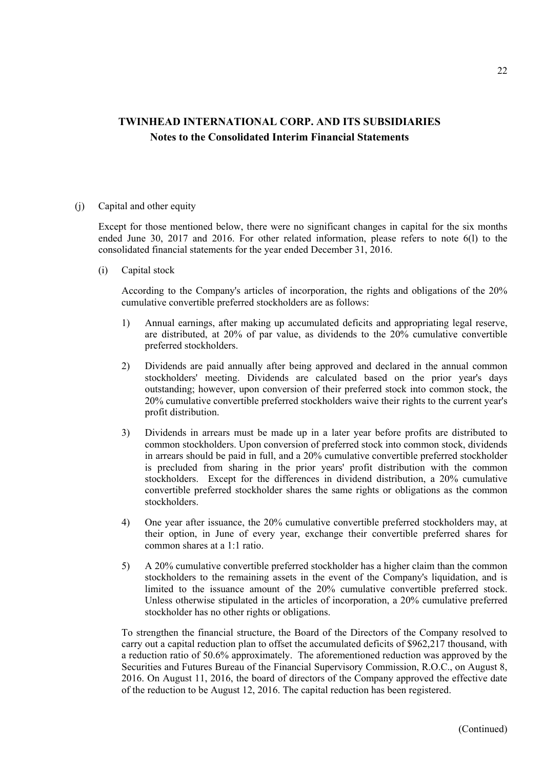## TWINHEAD INTERNATIONAL CORP. AND ITS SUBSIDIARIES
### Notes to the Consolidated Interim Financial Statements

(j) Capital and other equity

Except for those mentioned below, there were no significant changes in capital for the six months ended June 30, 2017 and 2016. For other related information, please refers to note 6(l) to the consolidated financial statements for the year ended December 31, 2016.

(i) Capital stock

According to the Company's articles of incorporation, the rights and obligations of the 20% cumulative convertible preferred stockholders are as follows:

1) Annual earnings, after making up accumulated deficits and appropriating legal reserve, are distributed, at 20% of par value, as dividends to the 20% cumulative convertible preferred stockholders.

2) Dividends are paid annually after being approved and declared in the annual common stockholders' meeting. Dividends are calculated based on the prior year's days outstanding; however, upon conversion of their preferred stock into common stock, the 20% cumulative convertible preferred stockholders waive their rights to the current year's profit distribution.

3) Dividends in arrears must be made up in a later year before profits are distributed to common stockholders. Upon conversion of preferred stock into common stock, dividends in arrears should be paid in full, and a 20% cumulative convertible preferred stockholder is precluded from sharing in the prior years' profit distribution with the common stockholders. Except for the differences in dividend distribution, a 20% cumulative convertible preferred stockholder shares the same rights or obligations as the common stockholders.

4) One year after issuance, the 20% cumulative convertible preferred stockholders may, at their option, in June of every year, exchange their convertible preferred shares for common shares at a 1:1 ratio.

5) A 20% cumulative convertible preferred stockholder has a higher claim than the common stockholders to the remaining assets in the event of the Company's liquidation, and is limited to the issuance amount of the 20% cumulative convertible preferred stock. Unless otherwise stipulated in the articles of incorporation, a 20% cumulative preferred stockholder has no other rights or obligations.

To strengthen the financial structure, the Board of the Directors of the Company resolved to carry out a capital reduction plan to offset the accumulated deficits of $962,217 thousand, with a reduction ratio of 50.6% approximately. The aforementioned reduction was approved by the Securities and Futures Bureau of the Financial Supervisory Commission, R.O.C., on August 8, 2016. On August 11, 2016, the board of directors of the Company approved the effective date of the reduction to be August 12, 2016. The capital reduction has been registered.

(Continued)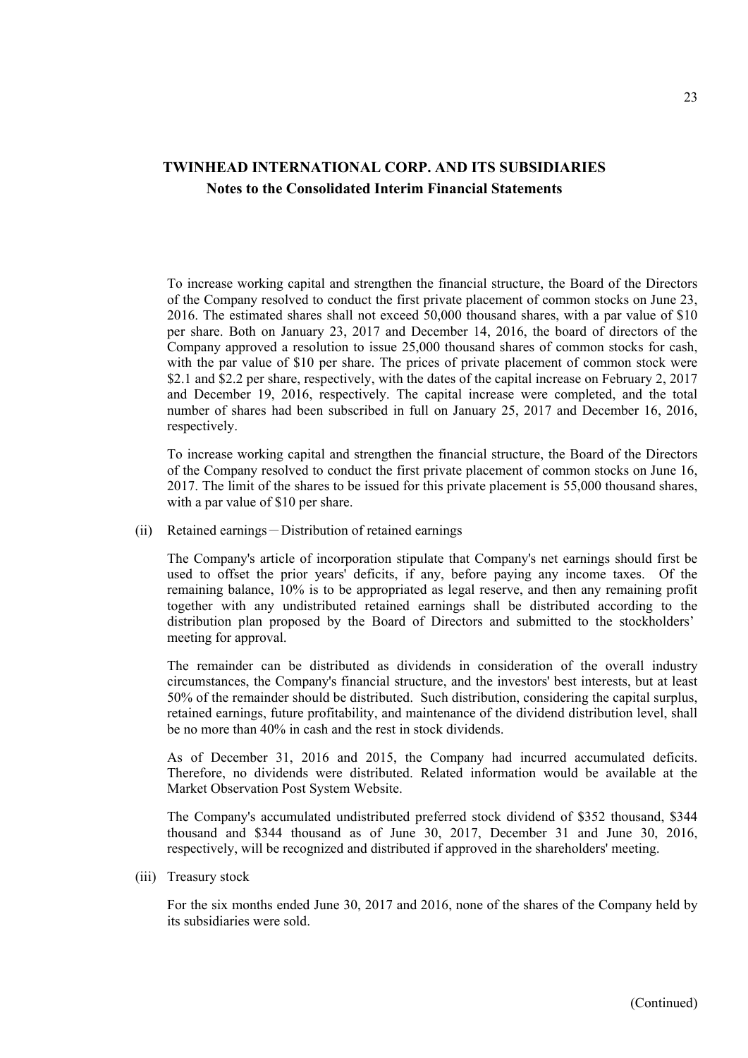To increase working capital and strengthen the financial structure, the Board of the Directors of the Company resolved to conduct the first private placement of common stocks on June 23, 2016. The estimated shares shall not exceed 50,000 thousand shares, with a par value of $10 per share. Both on January 23, 2017 and December 14, 2016, the board of directors of the Company approved a resolution to issue 25,000 thousand shares of common stocks for cash, with the par value of $10 per share. The prices of private placement of common stock were $2.1 and $2.2 per share, respectively, with the dates of the capital increase on February 2, 2017 and December 19, 2016, respectively. The capital increase were completed, and the total number of shares had been subscribed in full on January 25, 2017 and December 16, 2016, respectively.

To increase working capital and strengthen the financial structure, the Board of the Directors of the Company resolved to conduct the first private placement of common stocks on June 16, 2017. The limit of the shares to be issued for this private placement is 55,000 thousand shares, with a par value of $10 per share.

(ii) Retained earnings－Distribution of retained earnings

The Company's article of incorporation stipulate that Company's net earnings should first be used to offset the prior years' deficits, if any, before paying any income taxes. Of the remaining balance, 10% is to be appropriated as legal reserve, and then any remaining profit together with any undistributed retained earnings shall be distributed according to the distribution plan proposed by the Board of Directors and submitted to the stockholders' meeting for approval.

The remainder can be distributed as dividends in consideration of the overall industry circumstances, the Company's financial structure, and the investors' best interests, but at least 50% of the remainder should be distributed. Such distribution, considering the capital surplus, retained earnings, future profitability, and maintenance of the dividend distribution level, shall be no more than 40% in cash and the rest in stock dividends.

As of December 31, 2016 and 2015, the Company had incurred accumulated deficits. Therefore, no dividends were distributed. Related information would be available at the Market Observation Post System Website.

The Company's accumulated undistributed preferred stock dividend of $352 thousand, $344 thousand and $344 thousand as of June 30, 2017, December 31 and June 30, 2016, respectively, will be recognized and distributed if approved in the shareholders' meeting.

(iii) Treasury stock

For the six months ended June 30, 2017 and 2016, none of the shares of the Company held by its subsidiaries were sold.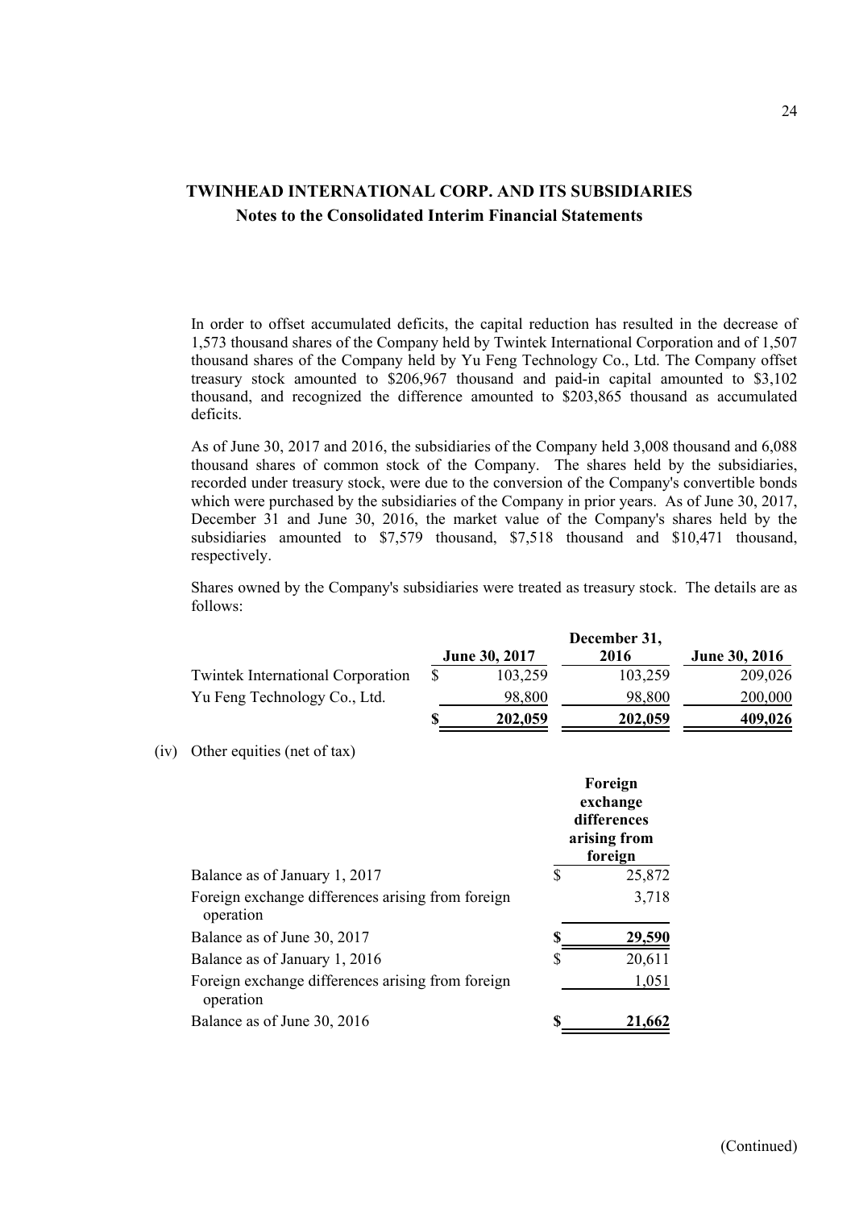In order to offset accumulated deficits, the capital reduction has resulted in the decrease of 1,573 thousand shares of the Company held by Twintek International Corporation and of 1,507 thousand shares of the Company held by Yu Feng Technology Co., Ltd. The Company offset treasury stock amounted to $206,967 thousand and paid-in capital amounted to $3,102 thousand, and recognized the difference amounted to $203,865 thousand as accumulated deficits.

As of June 30, 2017 and 2016, the subsidiaries of the Company held 3,008 thousand and 6,088 thousand shares of common stock of the Company. The shares held by the subsidiaries, recorded under treasury stock, were due to the conversion of the Company's convertible bonds which were purchased by the subsidiaries of the Company in prior years. As of June 30, 2017, December 31 and June 30, 2016, the market value of the Company's shares held by the subsidiaries amounted to $7,579 thousand, $7,518 thousand and $10,471 thousand, respectively.

Shares owned by the Company's subsidiaries were treated as treasury stock. The details are as follows:

| | June 30, 2017 | December 31, 2016 | June 30, 2016 |
|---|---|---|---|
| Twintek International Corporation | $ 103,259 | 103,259 | 209,026 |
| Yu Feng Technology Co., Ltd. | 98,800 | 98,800 | 200,000 |
| | **$ 202,059** | **202,059** | **409,026** |

(iv) Other equities (net of tax)

| | Foreign exchange differences arising from foreign |
|---|---|
| Balance as of January 1, 2017 | $ 25,872 |
| Foreign exchange differences arising from foreign operation | 3,718 |
| Balance as of June 30, 2017 | **$ 29,590** |
| Balance as of January 1, 2016 | $ 20,611 |
| Foreign exchange differences arising from foreign operation | 1,051 |
| Balance as of June 30, 2016 | **$ 21,662** |

(Continued)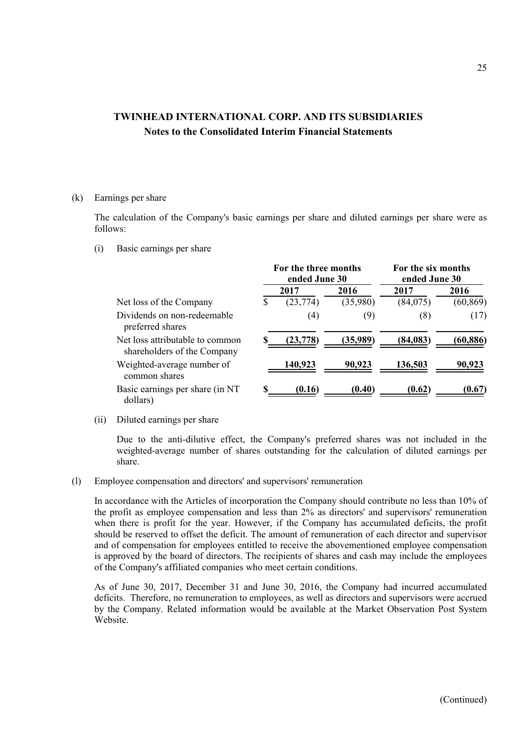# TWINHEAD INTERNATIONAL CORP. AND ITS SUBSIDIARIES

## Notes to the Consolidated Interim Financial Statements

(k) Earnings per share

The calculation of the Company's basic earnings per share and diluted earnings per share were as follows:

(i) Basic earnings per share

| | For the three months ended June 30 | | For the six months ended June 30 | |
|---|---|---|---|---|
| | 2017 | 2016 | 2017 | 2016 |
| Net loss of the Company | $ (23,774) | (35,980) | (84,075) | (60,869) |
| Dividends on non-redeemable preferred shares | (4) | (9) | (8) | (17) |
| Net loss attributable to common shareholders of the Company | **$ (23,778)** | **(35,989)** | **(84,083)** | **(60,886)** |
| Weighted-average number of common shares | **140,923** | **90,923** | **136,503** | **90,923** |
| Basic earnings per share (in NT dollars) | **$ (0.16)** | **(0.40)** | **(0.62)** | **(0.67)** |

(ii) Diluted earnings per share

Due to the anti-dilutive effect, the Company's preferred shares was not included in the weighted-average number of shares outstanding for the calculation of diluted earnings per share.

(l) Employee compensation and directors' and supervisors' remuneration

In accordance with the Articles of incorporation the Company should contribute no less than 10% of the profit as employee compensation and less than 2% as directors' and supervisors' remuneration when there is profit for the year. However, if the Company has accumulated deficits, the profit should be reserved to offset the deficit. The amount of remuneration of each director and supervisor and of compensation for employees entitled to receive the abovementioned employee compensation is approved by the board of directors. The recipients of shares and cash may include the employees of the Company's affiliated companies who meet certain conditions.

As of June 30, 2017, December 31 and June 30, 2016, the Company had incurred accumulated deficits. Therefore, no remuneration to employees, as well as directors and supervisors were accrued by the Company. Related information would be available at the Market Observation Post System Website.

(Continued)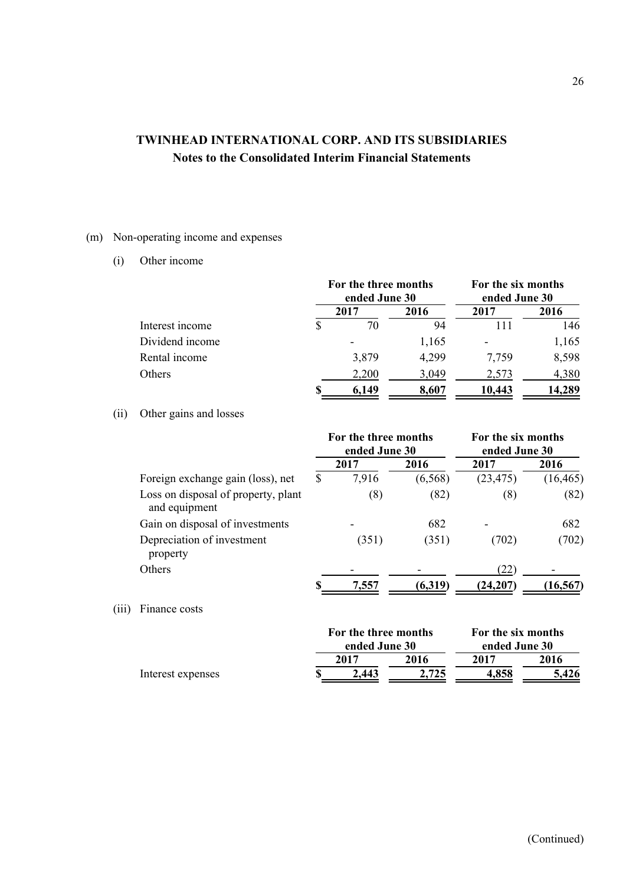# TWINHEAD INTERNATIONAL CORP. AND ITS SUBSIDIARIES

## Notes to the Consolidated Interim Financial Statements

(m) Non-operating income and expenses

(i) Other income

| | For the three months ended June 30 | | For the six months ended June 30 | |
|---|---|---|---|---|
| | 2017 | 2016 | 2017 | 2016 |
| Interest income | $ 70 | 94 | 111 | 146 |
| Dividend income | - | 1,165 | - | 1,165 |
| Rental income | 3,879 | 4,299 | 7,759 | 8,598 |
| Others | 2,200 | 3,049 | 2,573 | 4,380 |
| | **$ 6,149** | **8,607** | **10,443** | **14,289** |

(ii) Other gains and losses

| | For the three months ended June 30 | | For the six months ended June 30 | |
|---|---|---|---|---|
| | 2017 | 2016 | 2017 | 2016 |
| Foreign exchange gain (loss), net | $ 7,916 | (6,568) | (23,475) | (16,465) |
| Loss on disposal of property, plant and equipment | (8) | (82) | (8) | (82) |
| Gain on disposal of investments | - | 682 | - | 682 |
| Depreciation of investment property | (351) | (351) | (702) | (702) |
| Others | - | - | (22) | - |
| | **$ 7,557** | **(6,319)** | **(24,207)** | **(16,567)** |

(iii) Finance costs

| | For the three months ended June 30 | | For the six months ended June 30 | |
|---|---|---|---|---|
| | 2017 | 2016 | 2017 | 2016 |
| Interest expenses | **$ 2,443** | **2,725** | **4,858** | **5,426** |

(Continued)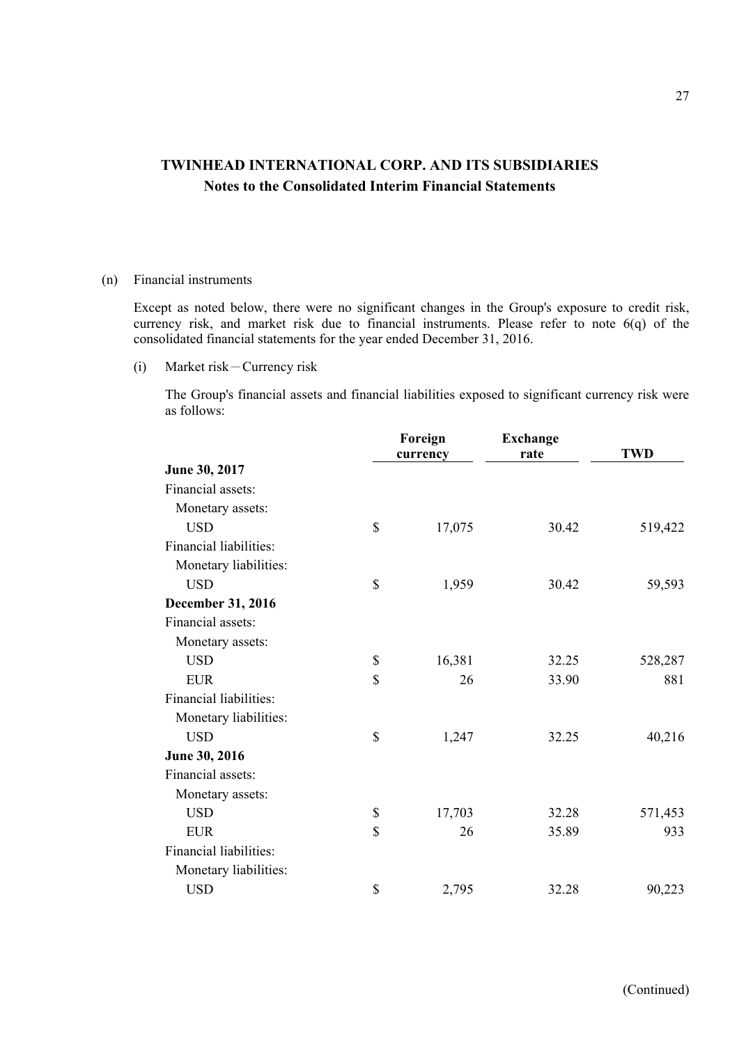## TWINHEAD INTERNATIONAL CORP. AND ITS SUBSIDIARIES
### Notes to the Consolidated Interim Financial Statements

(n) Financial instruments

Except as noted below, there were no significant changes in the Group's exposure to credit risk, currency risk, and market risk due to financial instruments. Please refer to note 6(q) of the consolidated financial statements for the year ended December 31, 2016.

(i) Market risk－Currency risk

The Group's financial assets and financial liabilities exposed to significant currency risk were as follows:

| | Foreign currency | Exchange rate | TWD |
|---|---|---|---|
| **June 30, 2017** | | | |
| Financial assets: | | | |
| Monetary assets: | | | |
| USD | $ 17,075 | 30.42 | 519,422 |
| Financial liabilities: | | | |
| Monetary liabilities: | | | |
| USD | $ 1,959 | 30.42 | 59,593 |
| **December 31, 2016** | | | |
| Financial assets: | | | |
| Monetary assets: | | | |
| USD | $ 16,381 | 32.25 | 528,287 |
| EUR | $ 26 | 33.90 | 881 |
| Financial liabilities: | | | |
| Monetary liabilities: | | | |
| USD | $ 1,247 | 32.25 | 40,216 |
| **June 30, 2016** | | | |
| Financial assets: | | | |
| Monetary assets: | | | |
| USD | $ 17,703 | 32.28 | 571,453 |
| EUR | $ 26 | 35.89 | 933 |
| Financial liabilities: | | | |
| Monetary liabilities: | | | |
| USD | $ 2,795 | 32.28 | 90,223 |

(Continued)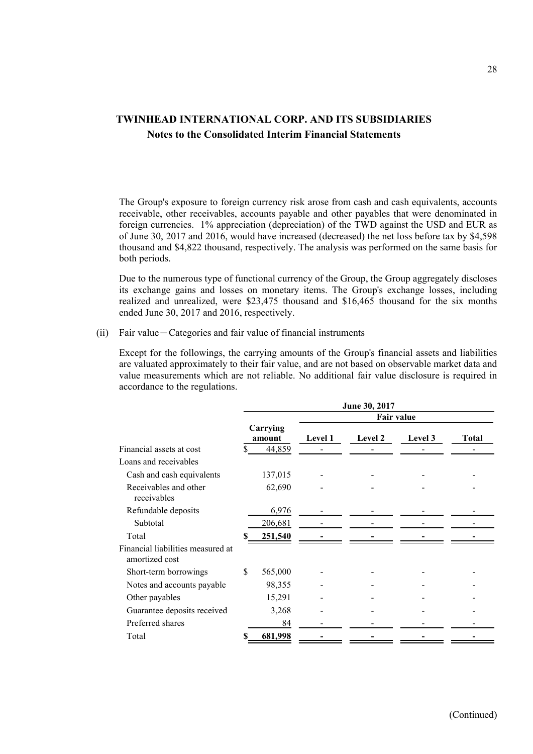# TWINHEAD INTERNATIONAL CORP. AND ITS SUBSIDIARIES
## Notes to the Consolidated Interim Financial Statements

The Group's exposure to foreign currency risk arose from cash and cash equivalents, accounts receivable, other receivables, accounts payable and other payables that were denominated in foreign currencies. 1% appreciation (depreciation) of the TWD against the USD and EUR as of June 30, 2017 and 2016, would have increased (decreased) the net loss before tax by $4,598 thousand and $4,822 thousand, respectively. The analysis was performed on the same basis for both periods.

Due to the numerous type of functional currency of the Group, the Group aggregately discloses its exchange gains and losses on monetary items. The Group's exchange losses, including realized and unrealized, were $23,475 thousand and $16,465 thousand for the six months ended June 30, 2017 and 2016, respectively.

(ii) Fair value－Categories and fair value of financial instruments

Except for the followings, the carrying amounts of the Group's financial assets and liabilities are valuated approximately to their fair value, and are not based on observable market data and value measurements which are not reliable. No additional fair value disclosure is required in accordance to the regulations.

| | June 30, 2017 | | | | |
|---|---|---|---|---|---|
| | | Fair value | | | |
| | Carrying amount | Level 1 | Level 2 | Level 3 | Total |
| Financial assets at cost | $ 44,859 | - | - | - | - |
| Loans and receivables | | | | | |
| Cash and cash equivalents | 137,015 | - | - | - | - |
| Receivables and other receivables | 62,690 | - | - | - | - |
| Refundable deposits | 6,976 | - | - | - | - |
| Subtotal | 206,681 | - | - | - | - |
| Total | **$ 251,540** | **-** | **-** | **-** | **-** |
| Financial liabilities measured at amortized cost | | | | | |
| Short-term borrowings | $ 565,000 | - | - | - | - |
| Notes and accounts payable | 98,355 | - | - | - | - |
| Other payables | 15,291 | - | - | - | - |
| Guarantee deposits received | 3,268 | - | - | - | - |
| Preferred shares | 84 | - | - | - | - |
| Total | **$ 681,998** | **-** | **-** | **-** | **-** |

(Continued)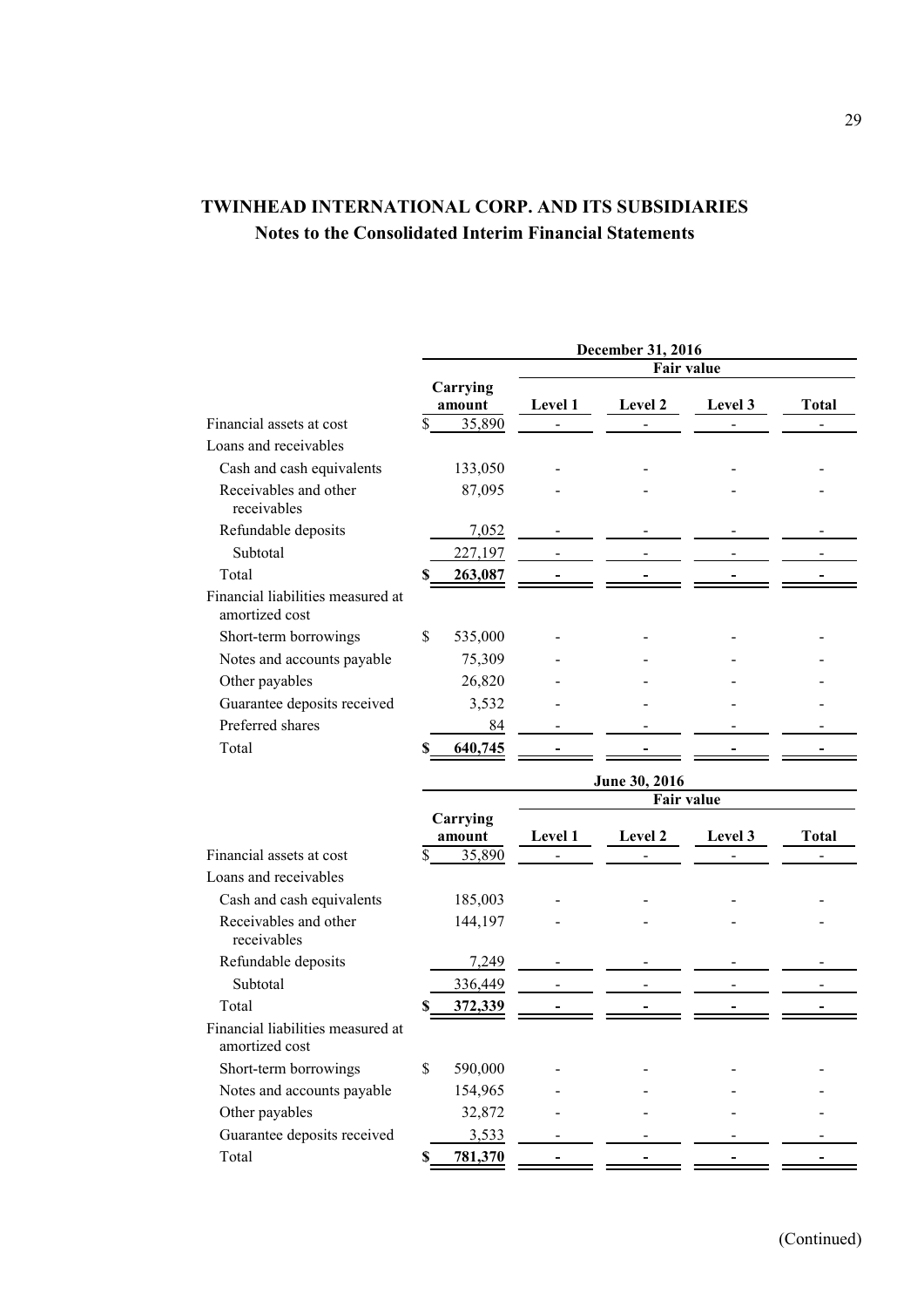**TWINHEAD INTERNATIONAL CORP. AND ITS SUBSIDIARIES**
**Notes to the Consolidated Interim Financial Statements**

| | December 31, 2016 | | | | |
|---|---|---|---|---|---|
| | | Fair value | | | |
| | Carrying amount | Level 1 | Level 2 | Level 3 | Total |
| Financial assets at cost | $ 35,890 | - | - | - | - |
| Loans and receivables | | | | | |
| Cash and cash equivalents | 133,050 | - | - | - | - |
| Receivables and other receivables | 87,095 | - | - | - | - |
| Refundable deposits | 7,052 | - | - | - | - |
| Subtotal | 227,197 | - | - | - | - |
| Total | $ 263,087 | - | - | - | - |
| Financial liabilities measured at amortized cost | | | | | |
| Short-term borrowings | $ 535,000 | - | - | - | - |
| Notes and accounts payable | 75,309 | - | - | - | - |
| Other payables | 26,820 | - | - | - | - |
| Guarantee deposits received | 3,532 | - | - | - | - |
| Preferred shares | 84 | - | - | - | - |
| Total | $ 640,745 | - | - | - | - |

| | June 30, 2016 | | | | |
|---|---|---|---|---|---|
| | | Fair value | | | |
| | Carrying amount | Level 1 | Level 2 | Level 3 | Total |
| Financial assets at cost | $ 35,890 | - | - | - | - |
| Loans and receivables | | | | | |
| Cash and cash equivalents | 185,003 | - | - | - | - |
| Receivables and other receivables | 144,197 | - | - | - | - |
| Refundable deposits | 7,249 | - | - | - | - |
| Subtotal | 336,449 | - | - | - | - |
| Total | $ 372,339 | - | - | - | - |
| Financial liabilities measured at amortized cost | | | | | |
| Short-term borrowings | $ 590,000 | - | - | - | - |
| Notes and accounts payable | 154,965 | - | - | - | - |
| Other payables | 32,872 | - | - | - | - |
| Guarantee deposits received | 3,533 | - | - | - | - |
| Total | $ 781,370 | - | - | - | - |

(Continued)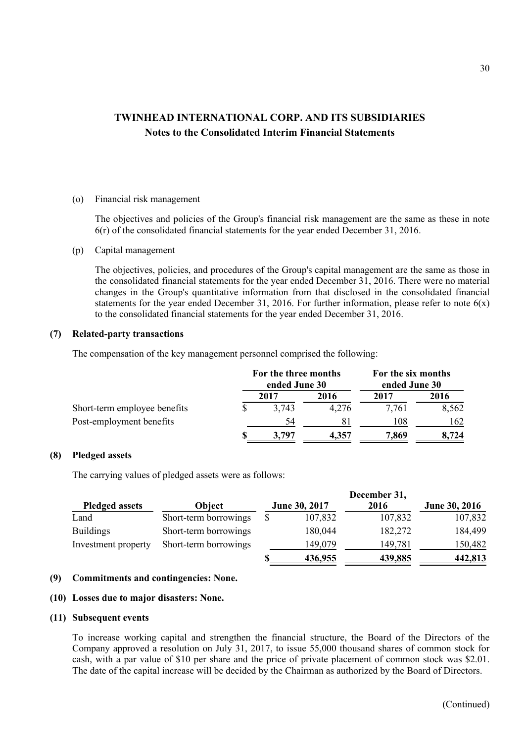## TWINHEAD INTERNATIONAL CORP. AND ITS SUBSIDIARIES

### Notes to the Consolidated Interim Financial Statements

(o) Financial risk management

The objectives and policies of the Group's financial risk management are the same as these in note 6(r) of the consolidated financial statements for the year ended December 31, 2016.

(p) Capital management

The objectives, policies, and procedures of the Group's capital management are the same as those in the consolidated financial statements for the year ended December 31, 2016. There were no material changes in the Group's quantitative information from that disclosed in the consolidated financial statements for the year ended December 31, 2016. For further information, please refer to note 6(x) to the consolidated financial statements for the year ended December 31, 2016.

### (7) Related-party transactions

The compensation of the key management personnel comprised the following:

| | For the three months ended June 30 | | For the six months ended June 30 | |
|---|---|---|---|---|
| | 2017 | 2016 | 2017 | 2016 |
| Short-term employee benefits | $ 3,743 | 4,276 | 7,761 | 8,562 |
| Post-employment benefits | 54 | 81 | 108 | 162 |
| | **$ 3,797** | **4,357** | **7,869** | **8,724** |

### (8) Pledged assets

The carrying values of pledged assets were as follows:

| Pledged assets | Object | June 30, 2017 | December 31, 2016 | June 30, 2016 |
|---|---|---|---|---|
| Land | Short-term borrowings | $ 107,832 | 107,832 | 107,832 |
| Buildings | Short-term borrowings | 180,044 | 182,272 | 184,499 |
| Investment property | Short-term borrowings | 149,079 | 149,781 | 150,482 |
| | | **$ 436,955** | **439,885** | **442,813** |

### (9) Commitments and contingencies: None.

### (10) Losses due to major disasters: None.

### (11) Subsequent events

To increase working capital and strengthen the financial structure, the Board of the Directors of the Company approved a resolution on July 31, 2017, to issue 55,000 thousand shares of common stock for cash, with a par value of $10 per share and the price of private placement of common stock was $2.01. The date of the capital increase will be decided by the Chairman as authorized by the Board of Directors.

(Continued)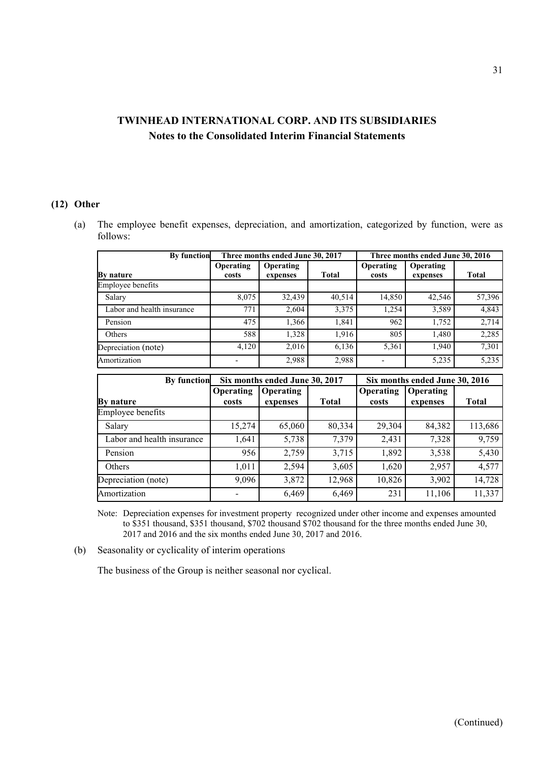# TWINHEAD INTERNATIONAL CORP. AND ITS SUBSIDIARIES
## Notes to the Consolidated Interim Financial Statements

**(12) Other**

(a) The employee benefit expenses, depreciation, and amortization, categorized by function, were as follows:

| By function | Three months ended June 30, 2017 | | | Three months ended June 30, 2016 | | |
|---|---|---|---|---|---|---|
| **By nature** | **Operating costs** | **Operating expenses** | **Total** | **Operating costs** | **Operating expenses** | **Total** |
| Employee benefits | | | | | | |
| Salary | 8,075 | 32,439 | 40,514 | 14,850 | 42,546 | 57,396 |
| Labor and health insurance | 771 | 2,604 | 3,375 | 1,254 | 3,589 | 4,843 |
| Pension | 475 | 1,366 | 1,841 | 962 | 1,752 | 2,714 |
| Others | 588 | 1,328 | 1,916 | 805 | 1,480 | 2,285 |
| Depreciation (note) | 4,120 | 2,016 | 6,136 | 5,361 | 1,940 | 7,301 |
| Amortization | - | 2,988 | 2,988 | - | 5,235 | 5,235 |

| By function | Six months ended June 30, 2017 | | | Six months ended June 30, 2016 | | |
|---|---|---|---|---|---|---|
| **By nature** | **Operating costs** | **Operating expenses** | **Total** | **Operating costs** | **Operating expenses** | **Total** |
| Employee benefits | | | | | | |
| Salary | 15,274 | 65,060 | 80,334 | 29,304 | 84,382 | 113,686 |
| Labor and health insurance | 1,641 | 5,738 | 7,379 | 2,431 | 7,328 | 9,759 |
| Pension | 956 | 2,759 | 3,715 | 1,892 | 3,538 | 5,430 |
| Others | 1,011 | 2,594 | 3,605 | 1,620 | 2,957 | 4,577 |
| Depreciation (note) | 9,096 | 3,872 | 12,968 | 10,826 | 3,902 | 14,728 |
| Amortization | - | 6,469 | 6,469 | 231 | 11,106 | 11,337 |

Note: Depreciation expenses for investment property recognized under other income and expenses amounted to $351 thousand, $351 thousand, $702 thousand $702 thousand for the three months ended June 30, 2017 and 2016 and the six months ended June 30, 2017 and 2016.

(b) Seasonality or cyclicality of interim operations

The business of the Group is neither seasonal nor cyclical.

(Continued)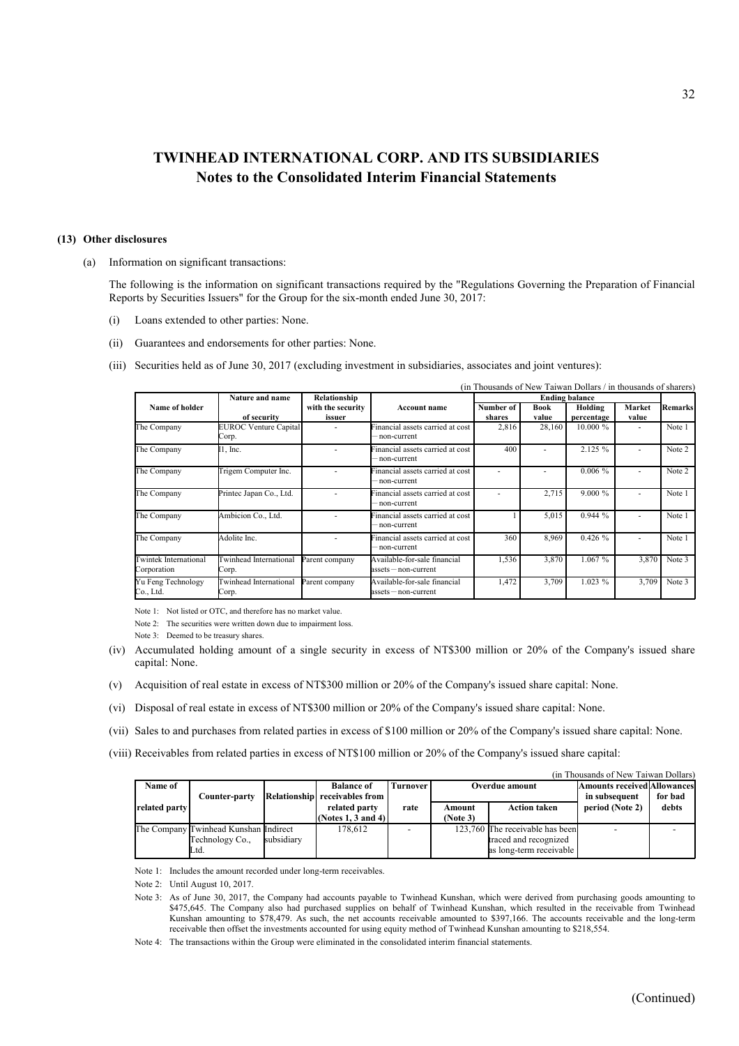# TWINHEAD INTERNATIONAL CORP. AND ITS SUBSIDIARIES
## Notes to the Consolidated Interim Financial Statements

**(13) Other disclosures**

(a) Information on significant transactions:

The following is the information on significant transactions required by the "Regulations Governing the Preparation of Financial Reports by Securities Issuers" for the Group for the six-month ended June 30, 2017:

(i) Loans extended to other parties: None.

(ii) Guarantees and endorsements for other parties: None.

(iii) Securities held as of June 30, 2017 (excluding investment in subsidiaries, associates and joint ventures):

(in Thousands of New Taiwan Dollars / in thousands of sharers)

| Name of holder | Nature and name of security | Relationship with the security issuer | Account name | Ending balance | | | | Remarks |
|---|---|---|---|---|---|---|---|---|
| | | | | Number of shares | Book value | Holding percentage | Market value | |
| The Company | EUROC Venture Capital Corp. | - | Financial assets carried at cost — non-current | 2,816 | 28,160 | 10.000 % | - | Note 1 |
| The Company | I1, Inc. | - | Financial assets carried at cost — non-current | 400 | - | 2.125 % | - | Note 2 |
| The Company | Trigem Computer Inc. | - | Financial assets carried at cost — non-current | - | - | 0.006 % | - | Note 2 |
| The Company | Printec Japan Co., Ltd. | - | Financial assets carried at cost — non-current | - | 2,715 | 9.000 % | - | Note 1 |
| The Company | Ambicion Co., Ltd. | - | Financial assets carried at cost — non-current | 1 | 5,015 | 0.944 % | - | Note 1 |
| The Company | Adolite Inc. | - | Financial assets carried at cost — non-current | 360 | 8,969 | 0.426 % | - | Note 1 |
| Twintek International Corporation | Twinhead International Corp. | Parent company | Available-for-sale financial assets — non-current | 1,536 | 3,870 | 1.067 % | 3,870 | Note 3 |
| Yu Feng Technology Co., Ltd. | Twinhead International Corp. | Parent company | Available-for-sale financial assets — non-current | 1,472 | 3,709 | 1.023 % | 3,709 | Note 3 |

Note 1: Not listed or OTC, and therefore has no market value.

Note 2: The securities were written down due to impairment loss.

Note 3: Deemed to be treasury shares.

(iv) Accumulated holding amount of a single security in excess of NT$300 million or 20% of the Company's issued share capital: None.

(v) Acquisition of real estate in excess of NT$300 million or 20% of the Company's issued share capital: None.

(vi) Disposal of real estate in excess of NT$300 million or 20% of the Company's issued share capital: None.

(vii) Sales to and purchases from related parties in excess of $100 million or 20% of the Company's issued share capital: None.

(viii) Receivables from related parties in excess of NT$100 million or 20% of the Company's issued share capital:

(in Thousands of New Taiwan Dollars)

| Name of related party | Counter-party | Relationship | Balance of receivables from related party (Notes 1, 3 and 4) | Turnover rate | Overdue amount | | Amounts received in subsequent period (Note 2) | Allowances for bad debts |
|---|---|---|---|---|---|---|---|---|
| | | | | | Amount (Note 3) | Action taken | | |
| The Company | Twinhead Kunshan Technology Co., Ltd. | Indirect subsidiary | 178,612 | - | 123,760 | The receivable has been traced and recognized as long-term receivable | - | - |

Note 1: Includes the amount recorded under long-term receivables.

Note 2: Until August 10, 2017.

Note 3: As of June 30, 2017, the Company had accounts payable to Twinhead Kunshan, which were derived from purchasing goods amounting to $475,645. The Company also had purchased supplies on behalf of Twinhead Kunshan, which resulted in the receivable from Twinhead Kunshan amounting to $78,479. As such, the net accounts receivable amounted to $397,166. The accounts receivable and the long-term receivable then offset the investments accounted for using equity method of Twinhead Kunshan amounting to $218,554.

Note 4: The transactions within the Group were eliminated in the consolidated interim financial statements.

(Continued)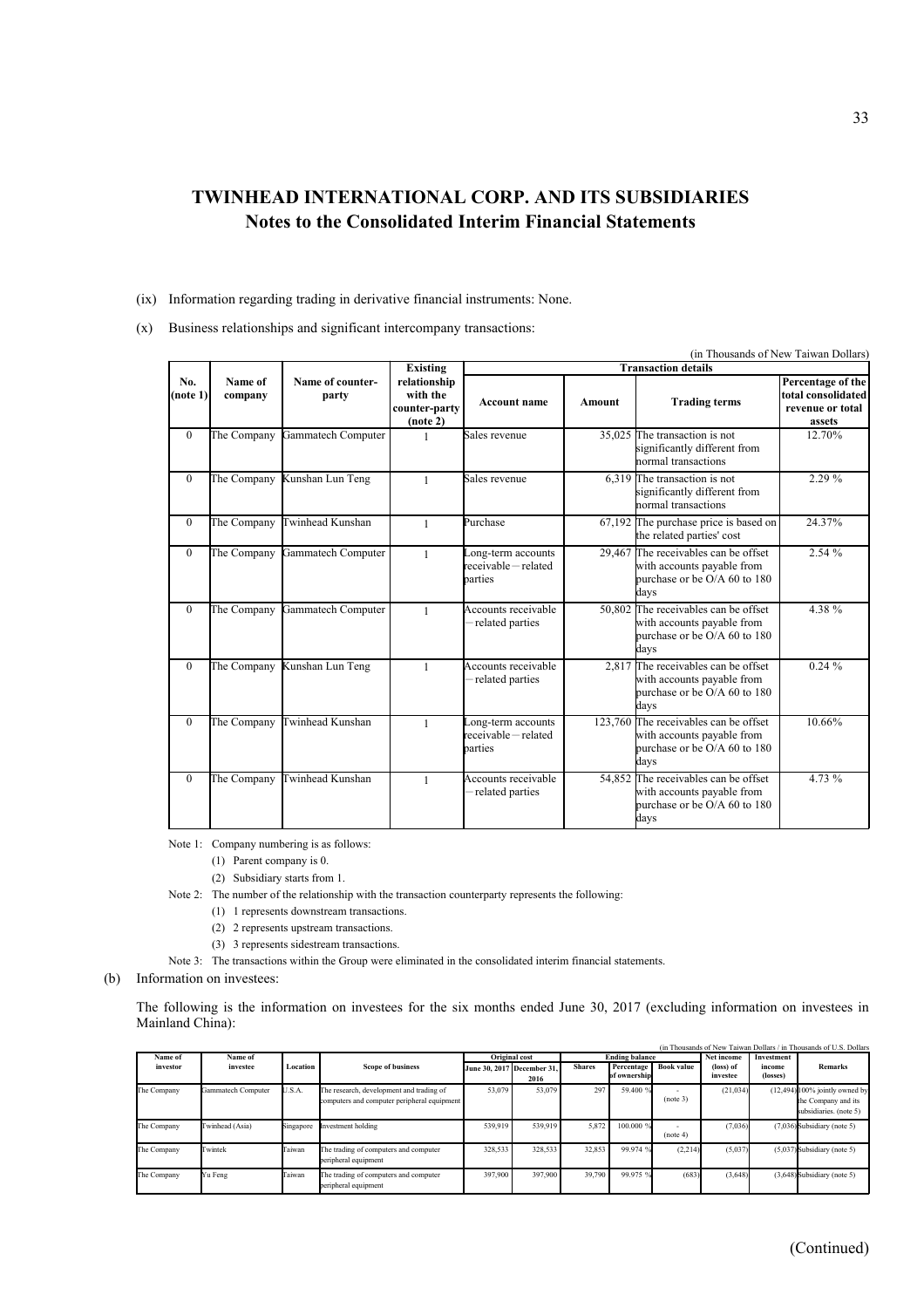# TWINHEAD INTERNATIONAL CORP. AND ITS SUBSIDIARIES
## Notes to the Consolidated Interim Financial Statements

(ix) Information regarding trading in derivative financial instruments: None.

(x) Business relationships and significant intercompany transactions:

(in Thousands of New Taiwan Dollars)

| No. (note 1) | Name of company | Name of counter-party | Existing relationship with the counter-party (note 2) | Transaction details | | | |
|---|---|---|---|---|---|---|---|
| | | | | Account name | Amount | Trading terms | Percentage of the total consolidated revenue or total assets |
| 0 | The Company | Gammatech Computer | 1 | Sales revenue | 35,025 | The transaction is not significantly different from normal transactions | 12.70% |
| 0 | The Company | Kunshan Lun Teng | 1 | Sales revenue | 6,319 | The transaction is not significantly different from normal transactions | 2.29 % |
| 0 | The Company | Twinhead Kunshan | 1 | Purchase | 67,192 | The purchase price is based on the related parties' cost | 24.37% |
| 0 | The Company | Gammatech Computer | 1 | Long-term accounts receivable－related parties | 29,467 | The receivables can be offset with accounts payable from purchase or be O/A 60 to 180 days | 2.54 % |
| 0 | The Company | Gammatech Computer | 1 | Accounts receivable－related parties | 50,802 | The receivables can be offset with accounts payable from purchase or be O/A 60 to 180 days | 4.38 % |
| 0 | The Company | Kunshan Lun Teng | 1 | Accounts receivable－related parties | 2,817 | The receivables can be offset with accounts payable from purchase or be O/A 60 to 180 days | 0.24 % |
| 0 | The Company | Twinhead Kunshan | 1 | Long-term accounts receivable－related parties | 123,760 | The receivables can be offset with accounts payable from purchase or be O/A 60 to 180 days | 10.66% |
| 0 | The Company | Twinhead Kunshan | 1 | Accounts receivable－related parties | 54,852 | The receivables can be offset with accounts payable from purchase or be O/A 60 to 180 days | 4.73 % |

Note 1: Company numbering is as follows:

(1) Parent company is 0.

(2) Subsidiary starts from 1.

Note 2: The number of the relationship with the transaction counterparty represents the following:

(1) 1 represents downstream transactions.

(2) 2 represents upstream transactions.

(3) 3 represents sidestream transactions.

Note 3: The transactions within the Group were eliminated in the consolidated interim financial statements.

(b) Information on investees:

The following is the information on investees for the six months ended June 30, 2017 (excluding information on investees in Mainland China):

(in Thousands of New Taiwan Dollars / in Thousands of U.S. Dollars

| Name of investor | Name of investee | Location | Scope of business | Original cost | | Ending balance | | | Net income (loss) of investee | Investment income (losses) | Remarks |
|---|---|---|---|---|---|---|---|---|---|---|---|
| | | | | June 30, 2017 | December 31, 2016 | Shares | Percentage of ownership | Book value | | | |
| The Company | Gammatech Computer | U.S.A. | The research, development and trading of computers and computer peripheral equipment | 53,079 | 53,079 | 297 | 59.400 % | - (note 3) | (21,034) | (12,494) | 100% jointly owned by the Company and its subsidiaries. (note 5) |
| The Company | Twinhead (Asia) | Singapore | Investment holding | 539,919 | 539,919 | 5,872 | 100.000 % | - (note 4) | (7,036) | (7,036) | Subsidiary (note 5) |
| The Company | Twintek | Taiwan | The trading of computers and computer peripheral equipment | 328,533 | 328,533 | 32,853 | 99.974 % | (2,214) | (5,037) | (5,037) | Subsidiary (note 5) |
| The Company | Yu Feng | Taiwan | The trading of computers and computer peripheral equipment | 397,900 | 397,900 | 39,790 | 99.975 % | (683) | (3,648) | (3,648) | Subsidiary (note 5) |

(Continued)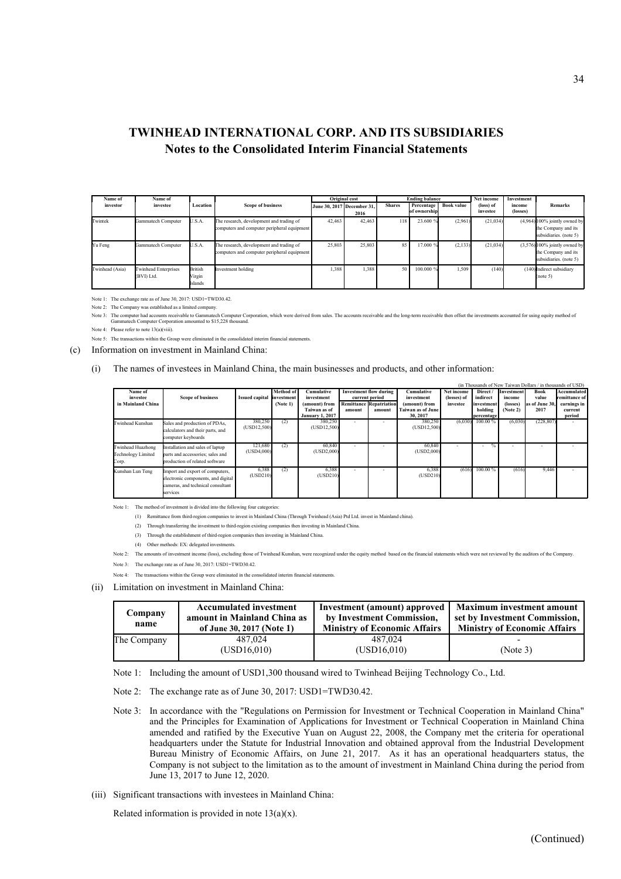# TWINHEAD INTERNATIONAL CORP. AND ITS SUBSIDIARIES
## Notes to the Consolidated Interim Financial Statements

| Name of investor | Name of investee | Location | Scope of business | Original cost | | Ending balance | | | Net income (loss) of investee | Investment income (losses) | Remarks |
|---|---|---|---|---|---|---|---|---|---|---|---|
| | | | | June 30, 2017 | December 31, 2016 | Shares | Percentage of ownership | Book value | | | |
| Twintek | Gammatech Computer | U.S.A. | The research, development and trading of computers and computer peripheral equipment | 42,463 | 42,463 | 118 | 23.600 % | (2,961) | (21,034) | (4,964) | 100% jointly owned by the Company and its subsidiaries. (note 5) |
| Yu Feng | Gammatech Computer | U.S.A. | The research, development and trading of computers and computer peripheral equipment | 25,803 | 25,803 | 85 | 17.000 % | (2,133) | (21,034) | (3,576) | 100% jointly owned by the Company and its subsidiaries. (note 5) |
| Twinhead (Asia) | Twinhead Enterprises (BVI) Ltd. | British Virgin Islands | Investment holding | 1,388 | 1,388 | 50 | 100.000 % | 1,509 | (140) | (140) | Indirect subsidiary (note 5) |

Note 1: The exchange rate as of June 30, 2017: USD1=TWD30.42.

Note 2: The Company was established as a limited company.

Note 3: The computer had accounts receivable to Gammatech Computer Corporation, which were derived from sales. The accounts receivable and the long-term receivable then offset the investments accounted for using equity method of Gammatech Computer Corporation amounted to $15,228 thousand.

Note 4: Please refer to note 13(a)(viii).

Note 5: The transactions within the Group were eliminated in the consolidated interim financial statements.

(c) Information on investment in Mainland China:

(i) The names of investees in Mainland China, the main businesses and products, and other information:

(in Thousands of New Taiwan Dollars / in thousands of USD)

| Name of investee in Mainland China | Scope of business | Issued capital | Method of investment (Note 1) | Cumulative investment (amount) from Taiwan as of January 1, 2017 | Investment flow during current period | | Cumulative investment (amount) from Taiwan as of June 30, 2017 | Net income (losses) of investee | Direct / indirect investment holding percentage | Investment income (losses) (Note 2) | Book value as of June 30, 2017 | Accumulated remittance of earnings in current period |
|---|---|---|---|---|---|---|---|---|---|---|---|---|
| | | | | | Remittance amount | Repatriation amount | | | | | | |
| Twinhead Kunshan | Sales and production of PDAs, calculators and their parts, and computer keyboards | 380,250 (USD12,500) | (2) | 380,250 (USD12,500) | - | - | 380,250 (USD12,500) | (6,030) | 100.00 % | (6,030) | (228,807) | - |
| Twinhead Huazhong Technology Limited Corp. | Installation and sales of laptop parts and accessories; sales and production of related software | 121,680 (USD4,000) | (2) | 60,840 (USD2,000) | - | - | 60,840 (USD2,000) | - | - % | - | - | - |
| Kunshan Lun Teng | Import and export of computers, electronic components, and digital cameras, and technical consultant services | 6,388 (USD210) | (2) | 6,388 (USD210) | - | - | 6,388 (USD210) | (616) | 100.00 % | (616) | 9,446 | - |

Note 1: The method of investment is divided into the following four categories:

(1) Remittance from third-region companies to invest in Mainland China (Through Twinhead (Asia) Ptd Ltd. invest in Mainland china).

(2) Through transferring the investment to third-region existing companies then investing in Mainland China.

(3) Through the establishment of third-region companies then investing in Mainland China.

(4) Other methods: EX: delegated investments.

Note 2: The amounts of investment income (loss), excluding those of Twinhead Kunshan, were recognized under the equity method based on the financial statements which were not reviewed by the auditors of the Company.

Note 3: The exchange rate as of June 30, 2017: USD1=TWD30.42.

Note 4: The transactions within the Group were eliminated in the consolidated interim financial statements.

(ii) Limitation on investment in Mainland China:

| Company name | Accumulated investment amount in Mainland China as of June 30, 2017 (Note 1) | Investment (amount) approved by Investment Commission, Ministry of Economic Affairs | Maximum investment amount set by Investment Commission, Ministry of Economic Affairs |
|---|---|---|---|
| The Company | 487,024 (USD16,010) | 487,024 (USD16,010) | - (Note 3) |

Note 1: Including the amount of USD1,300 thousand wired to Twinhead Beijing Technology Co., Ltd.

Note 2: The exchange rate as of June 30, 2017: USD1=TWD30.42.

Note 3: In accordance with the "Regulations on Permission for Investment or Technical Cooperation in Mainland China" and the Principles for Examination of Applications for Investment or Technical Cooperation in Mainland China amended and ratified by the Executive Yuan on August 22, 2008, the Company met the criteria for operational headquarters under the Statute for Industrial Innovation and obtained approval from the Industrial Development Bureau Ministry of Economic Affairs, on June 21, 2017. As it has an operational headquarters status, the Company is not subject to the limitation as to the amount of investment in Mainland China during the period from June 13, 2017 to June 12, 2020.

(iii) Significant transactions with investees in Mainland China:

Related information is provided in note 13(a)(x).

(Continued)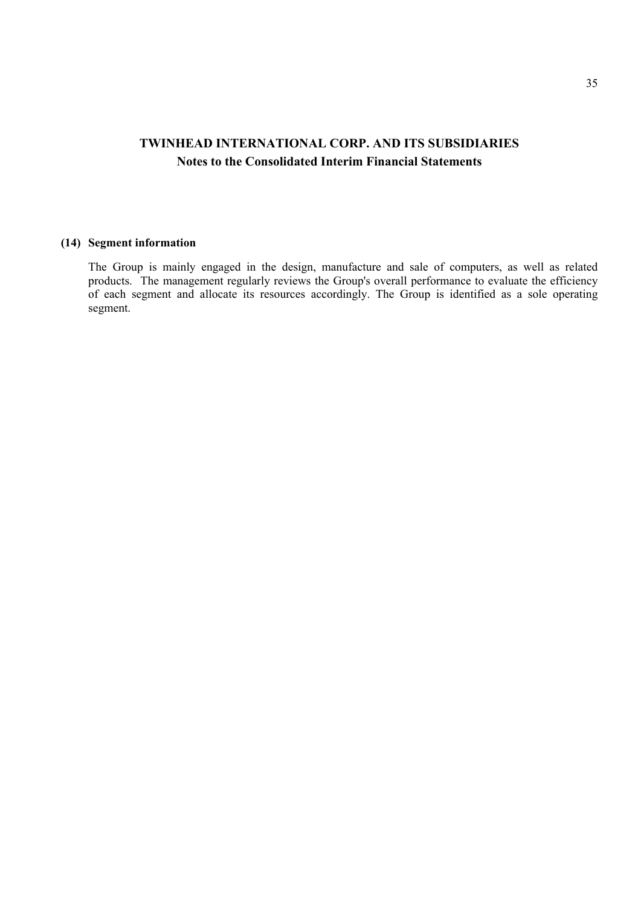# TWINHEAD INTERNATIONAL CORP. AND ITS SUBSIDIARIES

## Notes to the Consolidated Interim Financial Statements

### (14) Segment information

The Group is mainly engaged in the design, manufacture and sale of computers, as well as related products. The management regularly reviews the Group's overall performance to evaluate the efficiency of each segment and allocate its resources accordingly. The Group is identified as a sole operating segment.